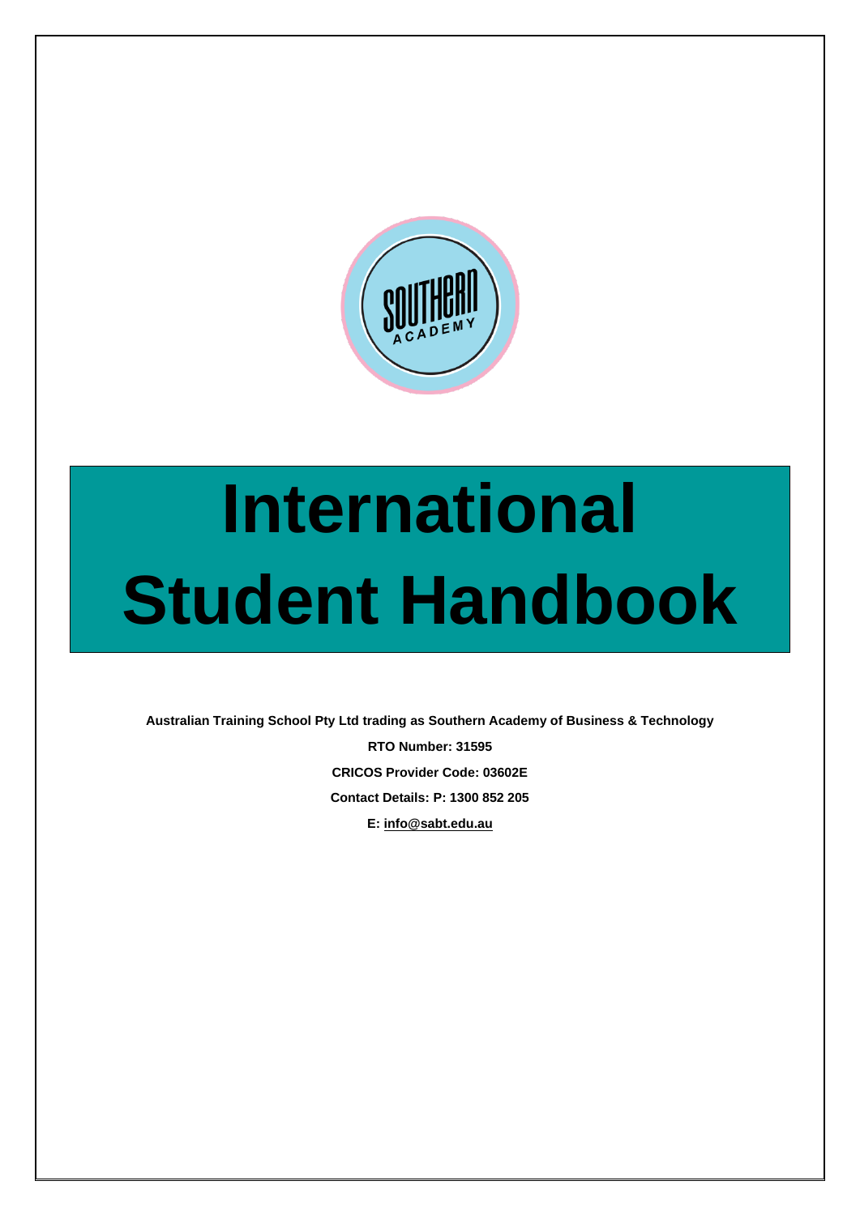# International Student Handbook

**Australian Training School Pty Ltd trading as Southern Academy of Business & Technology**

**RTO Number: 31595**

**CRICOS Provider Code: 03602E**

**Contact Details: P: 1300 852 205**

**E: info@sabt.edu.au**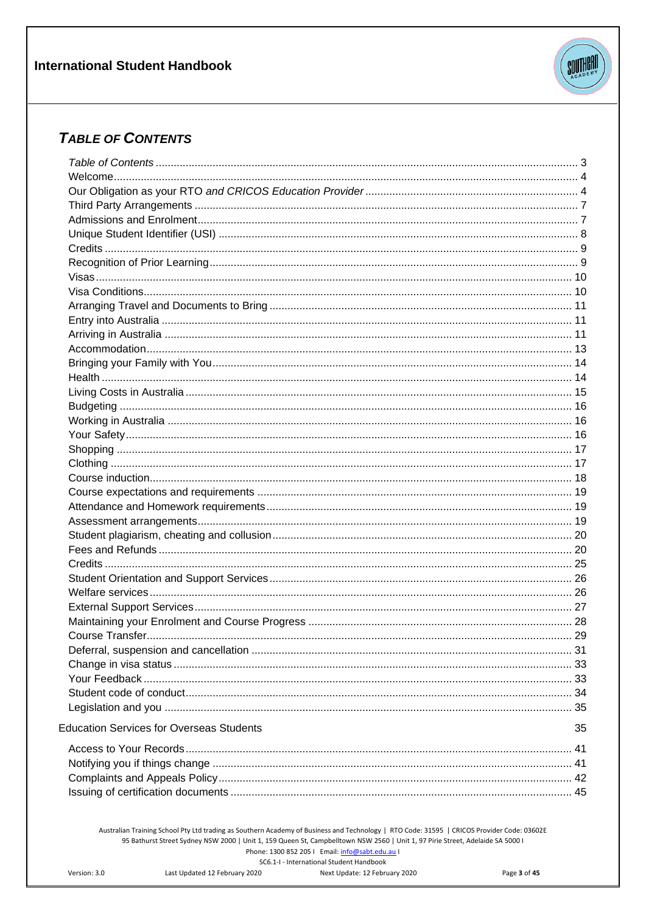## *TABLE OF CONTENTS*

| | |
|---|---|
| *Table of Contents* | 3 |
| Welcome | 4 |
| Our Obligation as your RTO *and CRICOS Education Provider* | 4 |
| Third Party Arrangements | 7 |
| Admissions and Enrolment | 7 |
| Unique Student Identifier (USI) | 8 |
| Credits | 9 |
| Recognition of Prior Learning | 9 |
| Visas | 10 |
| Visa Conditions | 10 |
| Arranging Travel and Documents to Bring | 11 |
| Entry into Australia | 11 |
| Arriving in Australia | 11 |
| Accommodation | 13 |
| Bringing your Family with You | 14 |
| Health | 14 |
| Living Costs in Australia | 15 |
| Budgeting | 16 |
| Working in Australia | 16 |
| Your Safety | 16 |
| Shopping | 17 |
| Clothing | 17 |
| Course induction | 18 |
| Course expectations and requirements | 19 |
| Attendance and Homework requirements | 19 |
| Assessment arrangements | 19 |
| Student plagiarism, cheating and collusion | 20 |
| Fees and Refunds | 20 |
| Credits | 25 |
| Student Orientation and Support Services | 26 |
| Welfare services | 26 |
| External Support Services | 27 |
| Maintaining your Enrolment and Course Progress | 28 |
| Course Transfer | 29 |
| Deferral, suspension and cancellation | 31 |
| Change in visa status | 33 |
| Your Feedback | 33 |
| Student code of conduct | 34 |
| Legislation and you | 35 |
| Education Services for Overseas Students | 35 |
| Access to Your Records | 41 |
| Notifying you if things change | 41 |
| Complaints and Appeals Policy | 42 |
| Issuing of certification documents | 45 |

Australian Training School Pty Ltd trading as Southern Academy of Business and Technology | RTO Code: 31595 | CRICOS Provider Code: 03602E
95 Bathurst Street Sydney NSW 2000 | Unit 1, 159 Queen St, Campbelltown NSW 2560 | Unit 1, 97 Pirie Street, Adelaide SA 5000 I
Phone: 1300 852 205 I Email: info@sabt.edu.au I
SC6.1-I - International Student Handbook
Version: 3.0 Last Updated 12 February 2020 Next Update: 12 February 2020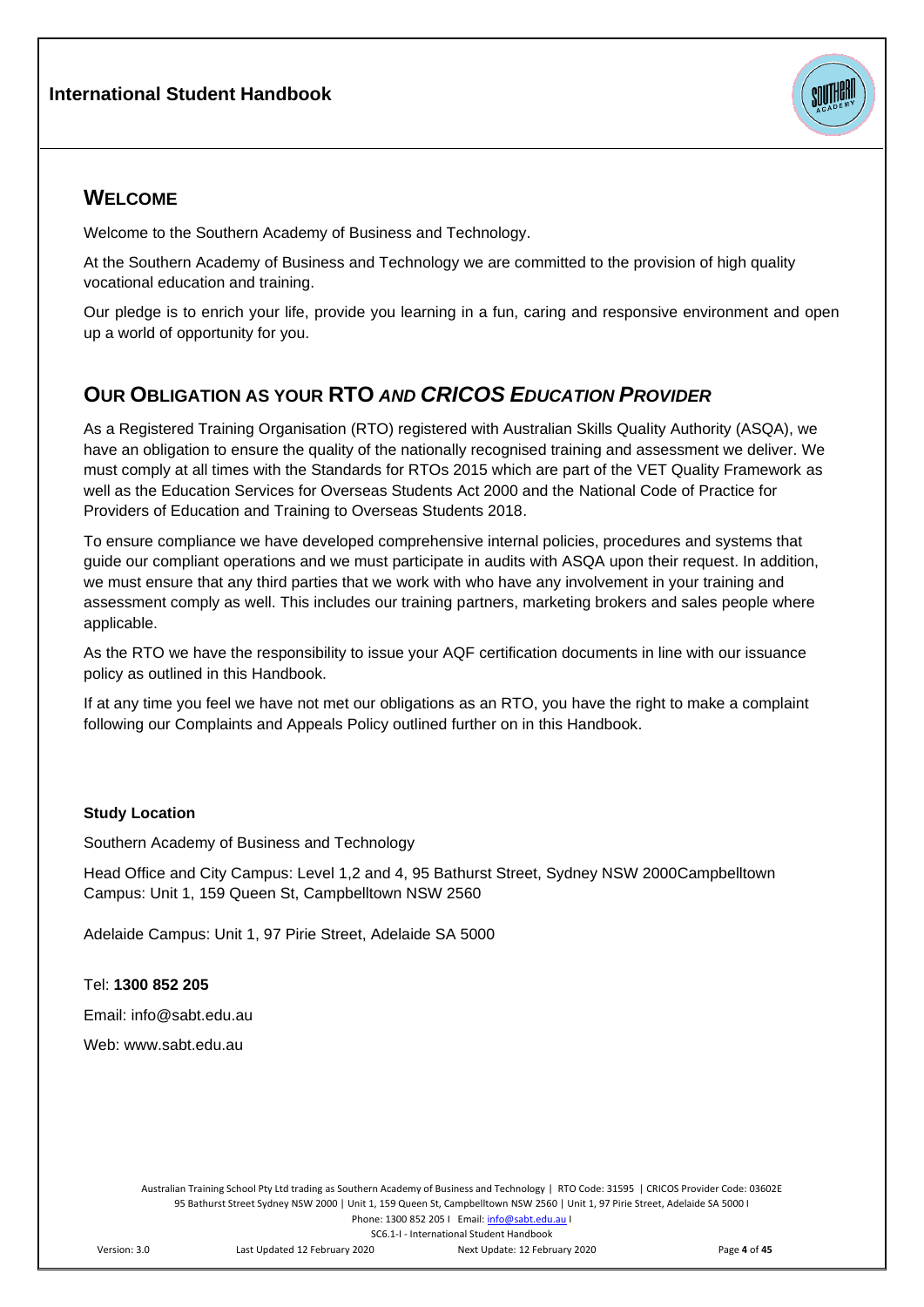## WELCOME

Welcome to the Southern Academy of Business and Technology.

At the Southern Academy of Business and Technology we are committed to the provision of high quality vocational education and training.

Our pledge is to enrich your life, provide you learning in a fun, caring and responsive environment and open up a world of opportunity for you.

## OUR OBLIGATION AS YOUR RTO *AND CRICOS EDUCATION PROVIDER*

As a Registered Training Organisation (RTO) registered with Australian Skills Quality Authority (ASQA), we have an obligation to ensure the quality of the nationally recognised training and assessment we deliver. We must comply at all times with the Standards for RTOs 2015 which are part of the VET Quality Framework as well as the Education Services for Overseas Students Act 2000 and the National Code of Practice for Providers of Education and Training to Overseas Students 2018.

To ensure compliance we have developed comprehensive internal policies, procedures and systems that guide our compliant operations and we must participate in audits with ASQA upon their request. In addition, we must ensure that any third parties that we work with who have any involvement in your training and assessment comply as well. This includes our training partners, marketing brokers and sales people where applicable.

As the RTO we have the responsibility to issue your AQF certification documents in line with our issuance policy as outlined in this Handbook.

If at any time you feel we have not met our obligations as an RTO, you have the right to make a complaint following our Complaints and Appeals Policy outlined further on in this Handbook.

**Study Location**

Southern Academy of Business and Technology

Head Office and City Campus: Level 1,2 and 4, 95 Bathurst Street, Sydney NSW 2000Campbelltown Campus: Unit 1, 159 Queen St, Campbelltown NSW 2560

Adelaide Campus: Unit 1, 97 Pirie Street, Adelaide SA 5000

Tel: **1300 852 205**

Email: info@sabt.edu.au

Web: www.sabt.edu.au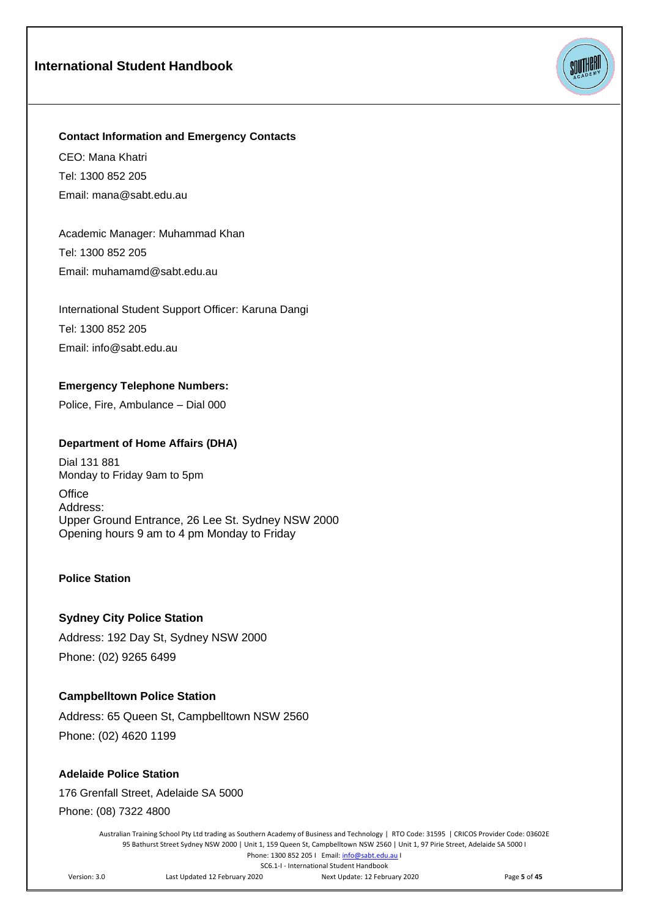### Contact Information and Emergency Contacts

CEO: Mana Khatri

Tel: 1300 852 205

Email: mana@sabt.edu.au

Academic Manager: Muhammad Khan

Tel: 1300 852 205

Email: muhamamd@sabt.edu.au

International Student Support Officer: Karuna Dangi

Tel: 1300 852 205

Email: info@sabt.edu.au

### Emergency Telephone Numbers:

Police, Fire, Ambulance – Dial 000

### Department of Home Affairs (DHA)

Dial 131 881
Monday to Friday 9am to 5pm

Office
Address:
Upper Ground Entrance, 26 Lee St. Sydney NSW 2000
Opening hours 9 am to 4 pm Monday to Friday

### Police Station

#### Sydney City Police Station

Address: 192 Day St, Sydney NSW 2000

Phone: (02) 9265 6499

#### Campbelltown Police Station

Address: 65 Queen St, Campbelltown NSW 2560

Phone: (02) 4620 1199

#### Adelaide Police Station

176 Grenfall Street, Adelaide SA 5000

Phone: (08) 7322 4800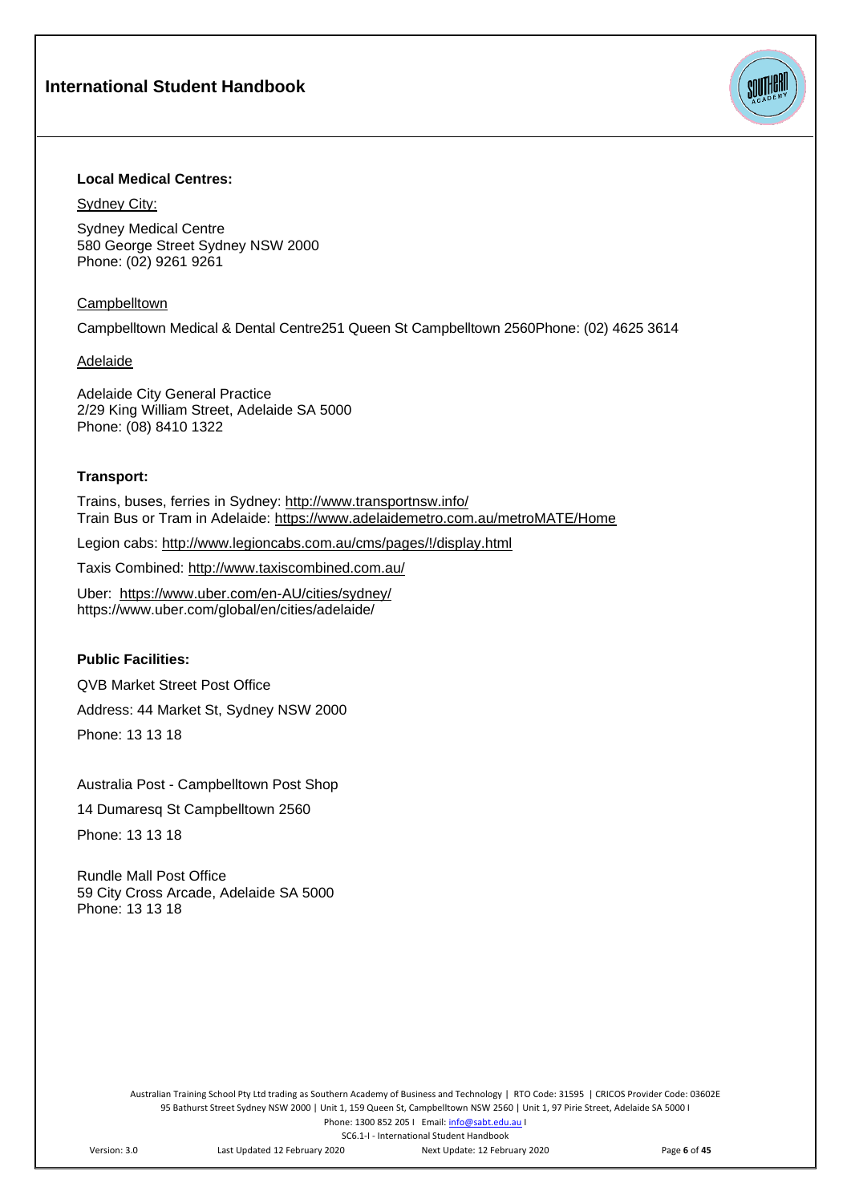### Local Medical Centres:

Sydney City:

Sydney Medical Centre
580 George Street Sydney NSW 2000
Phone: (02) 9261 9261

Campbelltown

Campbelltown Medical & Dental Centre251 Queen St Campbelltown 2560Phone: (02) 4625 3614

Adelaide

Adelaide City General Practice
2/29 King William Street, Adelaide SA 5000
Phone: (08) 8410 1322

### Transport:

Trains, buses, ferries in Sydney: http://www.transportnsw.info/
Train Bus or Tram in Adelaide: https://www.adelaidemetro.com.au/metroMATE/Home

Legion cabs: http://www.legioncabs.com.au/cms/pages/!/display.html

Taxis Combined: http://www.taxiscombined.com.au/

Uber: https://www.uber.com/en-AU/cities/sydney/
https://www.uber.com/global/en/cities/adelaide/

### Public Facilities:

QVB Market Street Post Office

Address: 44 Market St, Sydney NSW 2000

Phone: 13 13 18

Australia Post - Campbelltown Post Shop

14 Dumaresq St Campbelltown 2560

Phone: 13 13 18

Rundle Mall Post Office
59 City Cross Arcade, Adelaide SA 5000
Phone: 13 13 18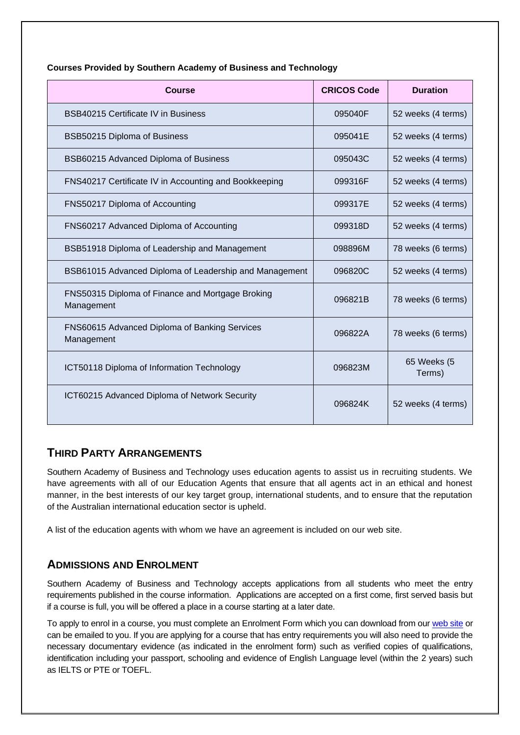**Courses Provided by Southern Academy of Business and Technology**

| Course | CRICOS Code | Duration |
|---|---|---|
| BSB40215 Certificate IV in Business | 095040F | 52 weeks (4 terms) |
| BSB50215 Diploma of Business | 095041E | 52 weeks (4 terms) |
| BSB60215 Advanced Diploma of Business | 095043C | 52 weeks (4 terms) |
| FNS40217 Certificate IV in Accounting and Bookkeeping | 099316F | 52 weeks (4 terms) |
| FNS50217 Diploma of Accounting | 099317E | 52 weeks (4 terms) |
| FNS60217 Advanced Diploma of Accounting | 099318D | 52 weeks (4 terms) |
| BSB51918 Diploma of Leadership and Management | 098896M | 78 weeks (6 terms) |
| BSB61015 Advanced Diploma of Leadership and Management | 096820C | 52 weeks (4 terms) |
| FNS50315 Diploma of Finance and Mortgage Broking Management | 096821B | 78 weeks (6 terms) |
| FNS60615 Advanced Diploma of Banking Services Management | 096822A | 78 weeks (6 terms) |
| ICT50118 Diploma of Information Technology | 096823M | 65 Weeks (5 Terms) |
| ICT60215 Advanced Diploma of Network Security | 096824K | 52 weeks (4 terms) |

## THIRD PARTY ARRANGEMENTS

Southern Academy of Business and Technology uses education agents to assist us in recruiting students. We have agreements with all of our Education Agents that ensure that all agents act in an ethical and honest manner, in the best interests of our key target group, international students, and to ensure that the reputation of the Australian international education sector is upheld.

A list of the education agents with whom we have an agreement is included on our web site.

## ADMISSIONS AND ENROLMENT

Southern Academy of Business and Technology accepts applications from all students who meet the entry requirements published in the course information. Applications are accepted on a first come, first served basis but if a course is full, you will be offered a place in a course starting at a later date.

To apply to enrol in a course, you must complete an Enrolment Form which you can download from our web site or can be emailed to you. If you are applying for a course that has entry requirements you will also need to provide the necessary documentary evidence (as indicated in the enrolment form) such as verified copies of qualifications, identification including your passport, schooling and evidence of English Language level (within the 2 years) such as IELTS or PTE or TOEFL.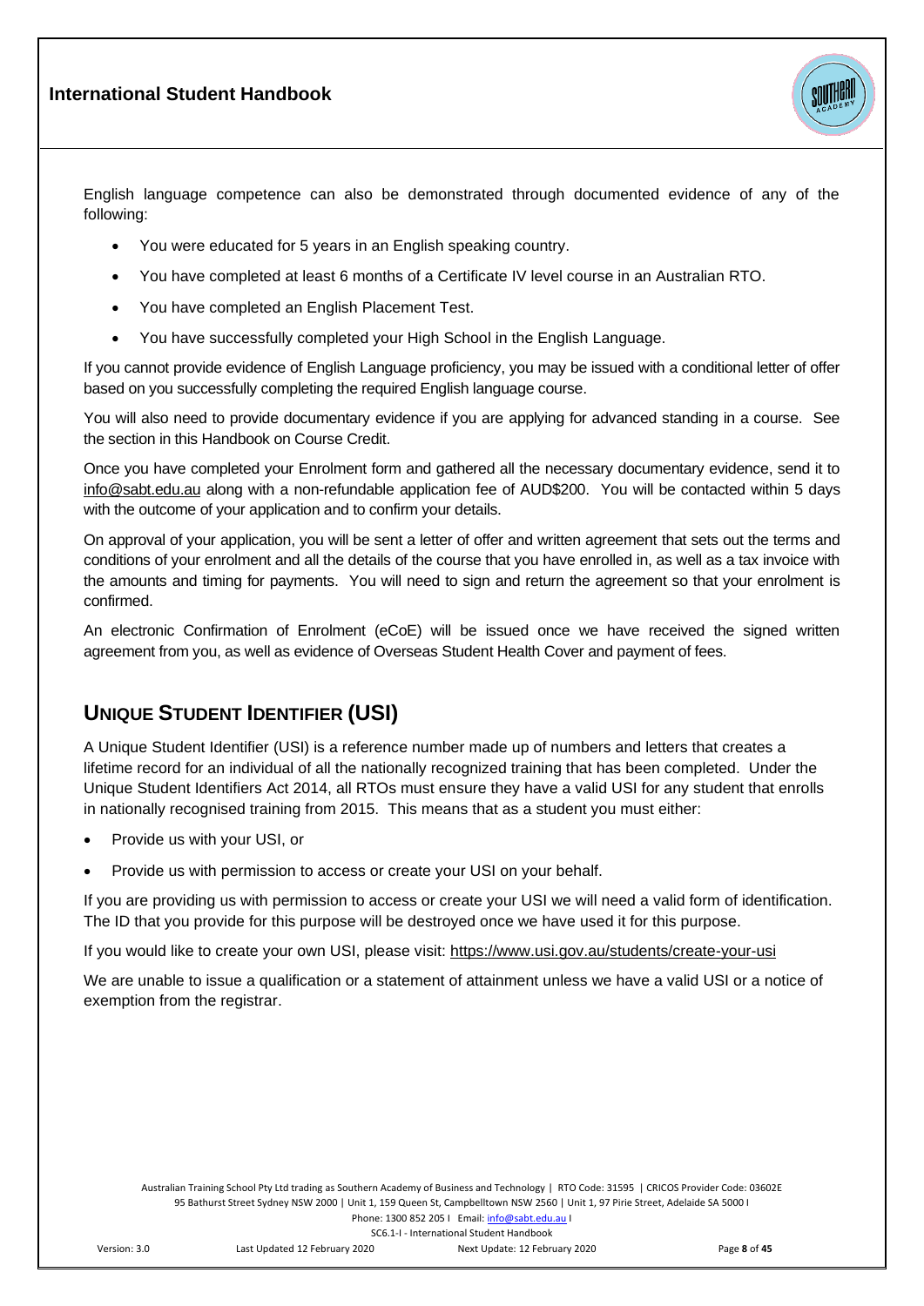English language competence can also be demonstrated through documented evidence of any of the following:

- You were educated for 5 years in an English speaking country.
- You have completed at least 6 months of a Certificate IV level course in an Australian RTO.
- You have completed an English Placement Test.
- You have successfully completed your High School in the English Language.

If you cannot provide evidence of English Language proficiency, you may be issued with a conditional letter of offer based on you successfully completing the required English language course.

You will also need to provide documentary evidence if you are applying for advanced standing in a course. See the section in this Handbook on Course Credit.

Once you have completed your Enrolment form and gathered all the necessary documentary evidence, send it to info@sabt.edu.au along with a non-refundable application fee of AUD$200. You will be contacted within 5 days with the outcome of your application and to confirm your details.

On approval of your application, you will be sent a letter of offer and written agreement that sets out the terms and conditions of your enrolment and all the details of the course that you have enrolled in, as well as a tax invoice with the amounts and timing for payments. You will need to sign and return the agreement so that your enrolment is confirmed.

An electronic Confirmation of Enrolment (eCoE) will be issued once we have received the signed written agreement from you, as well as evidence of Overseas Student Health Cover and payment of fees.

## UNIQUE STUDENT IDENTIFIER (USI)

A Unique Student Identifier (USI) is a reference number made up of numbers and letters that creates a lifetime record for an individual of all the nationally recognized training that has been completed. Under the Unique Student Identifiers Act 2014, all RTOs must ensure they have a valid USI for any student that enrolls in nationally recognised training from 2015. This means that as a student you must either:

- Provide us with your USI, or
- Provide us with permission to access or create your USI on your behalf.

If you are providing us with permission to access or create your USI we will need a valid form of identification. The ID that you provide for this purpose will be destroyed once we have used it for this purpose.

If you would like to create your own USI, please visit: https://www.usi.gov.au/students/create-your-usi

We are unable to issue a qualification or a statement of attainment unless we have a valid USI or a notice of exemption from the registrar.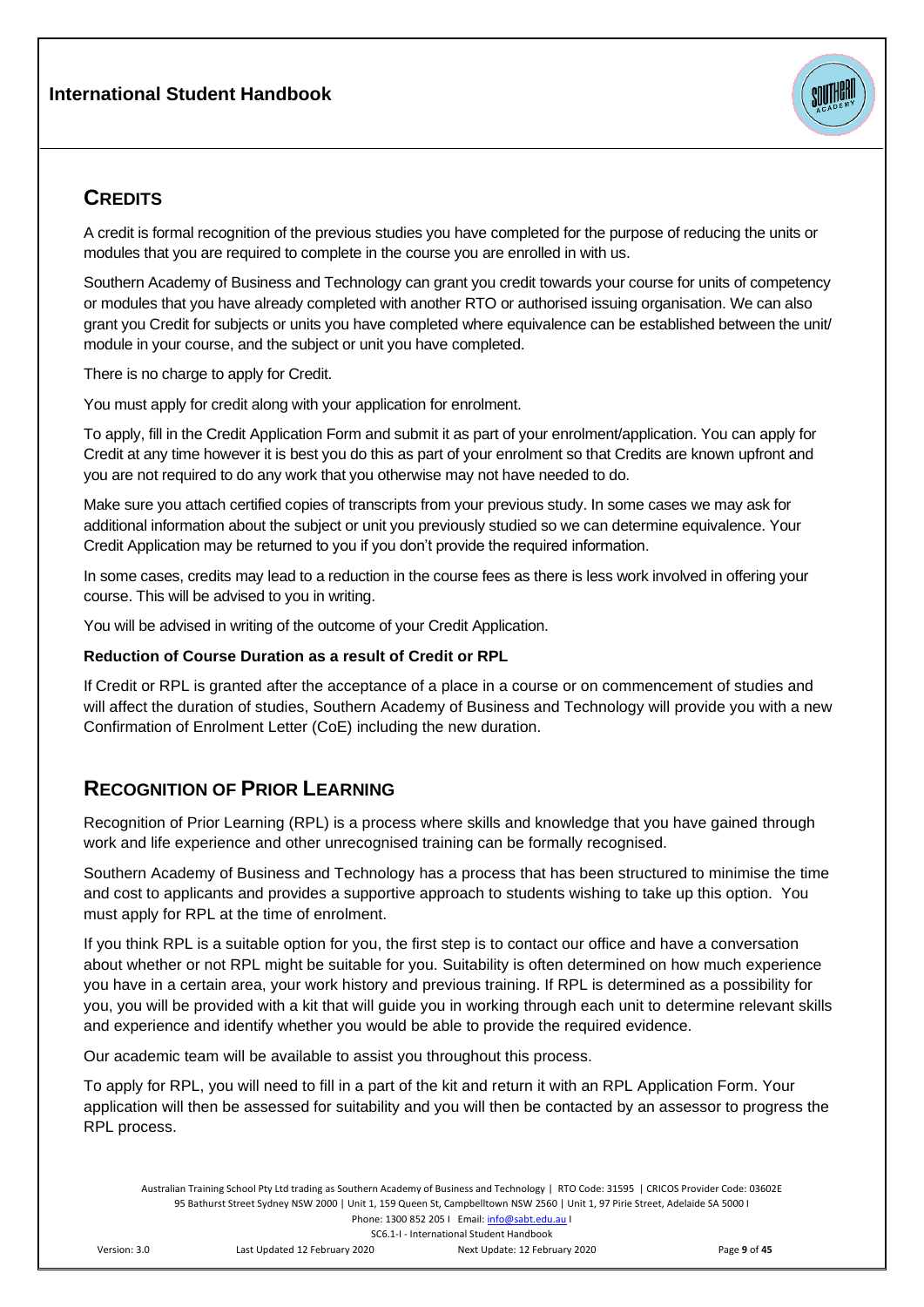## Credits

A credit is formal recognition of the previous studies you have completed for the purpose of reducing the units or modules that you are required to complete in the course you are enrolled in with us.

Southern Academy of Business and Technology can grant you credit towards your course for units of competency or modules that you have already completed with another RTO or authorised issuing organisation. We can also grant you Credit for subjects or units you have completed where equivalence can be established between the unit/ module in your course, and the subject or unit you have completed.

There is no charge to apply for Credit.

You must apply for credit along with your application for enrolment.

To apply, fill in the Credit Application Form and submit it as part of your enrolment/application. You can apply for Credit at any time however it is best you do this as part of your enrolment so that Credits are known upfront and you are not required to do any work that you otherwise may not have needed to do.

Make sure you attach certified copies of transcripts from your previous study. In some cases we may ask for additional information about the subject or unit you previously studied so we can determine equivalence. Your Credit Application may be returned to you if you don't provide the required information.

In some cases, credits may lead to a reduction in the course fees as there is less work involved in offering your course. This will be advised to you in writing.

You will be advised in writing of the outcome of your Credit Application.

**Reduction of Course Duration as a result of Credit or RPL**

If Credit or RPL is granted after the acceptance of a place in a course or on commencement of studies and will affect the duration of studies, Southern Academy of Business and Technology will provide you with a new Confirmation of Enrolment Letter (CoE) including the new duration.

## Recognition of Prior Learning

Recognition of Prior Learning (RPL) is a process where skills and knowledge that you have gained through work and life experience and other unrecognised training can be formally recognised.

Southern Academy of Business and Technology has a process that has been structured to minimise the time and cost to applicants and provides a supportive approach to students wishing to take up this option. You must apply for RPL at the time of enrolment.

If you think RPL is a suitable option for you, the first step is to contact our office and have a conversation about whether or not RPL might be suitable for you. Suitability is often determined on how much experience you have in a certain area, your work history and previous training. If RPL is determined as a possibility for you, you will be provided with a kit that will guide you in working through each unit to determine relevant skills and experience and identify whether you would be able to provide the required evidence.

Our academic team will be available to assist you throughout this process.

To apply for RPL, you will need to fill in a part of the kit and return it with an RPL Application Form. Your application will then be assessed for suitability and you will then be contacted by an assessor to progress the RPL process.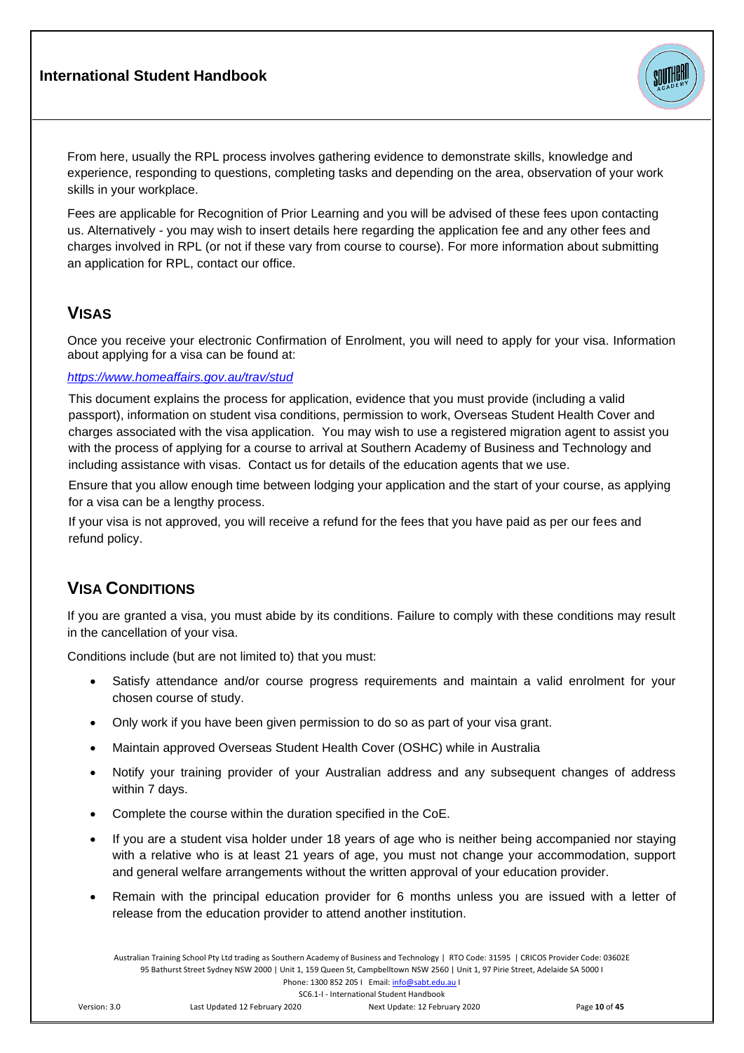From here, usually the RPL process involves gathering evidence to demonstrate skills, knowledge and experience, responding to questions, completing tasks and depending on the area, observation of your work skills in your workplace.

Fees are applicable for Recognition of Prior Learning and you will be advised of these fees upon contacting us. Alternatively - you may wish to insert details here regarding the application fee and any other fees and charges involved in RPL (or not if these vary from course to course). For more information about submitting an application for RPL, contact our office.

## VISAS

Once you receive your electronic Confirmation of Enrolment, you will need to apply for your visa. Information about applying for a visa can be found at:

*https://www.homeaffairs.gov.au/trav/stud*

This document explains the process for application, evidence that you must provide (including a valid passport), information on student visa conditions, permission to work, Overseas Student Health Cover and charges associated with the visa application. You may wish to use a registered migration agent to assist you with the process of applying for a course to arrival at Southern Academy of Business and Technology and including assistance with visas. Contact us for details of the education agents that we use.

Ensure that you allow enough time between lodging your application and the start of your course, as applying for a visa can be a lengthy process.

If your visa is not approved, you will receive a refund for the fees that you have paid as per our fees and refund policy.

## VISA CONDITIONS

If you are granted a visa, you must abide by its conditions. Failure to comply with these conditions may result in the cancellation of your visa.

Conditions include (but are not limited to) that you must:

- Satisfy attendance and/or course progress requirements and maintain a valid enrolment for your chosen course of study.
- Only work if you have been given permission to do so as part of your visa grant.
- Maintain approved Overseas Student Health Cover (OSHC) while in Australia
- Notify your training provider of your Australian address and any subsequent changes of address within 7 days.
- Complete the course within the duration specified in the CoE.
- If you are a student visa holder under 18 years of age who is neither being accompanied nor staying with a relative who is at least 21 years of age, you must not change your accommodation, support and general welfare arrangements without the written approval of your education provider.
- Remain with the principal education provider for 6 months unless you are issued with a letter of release from the education provider to attend another institution.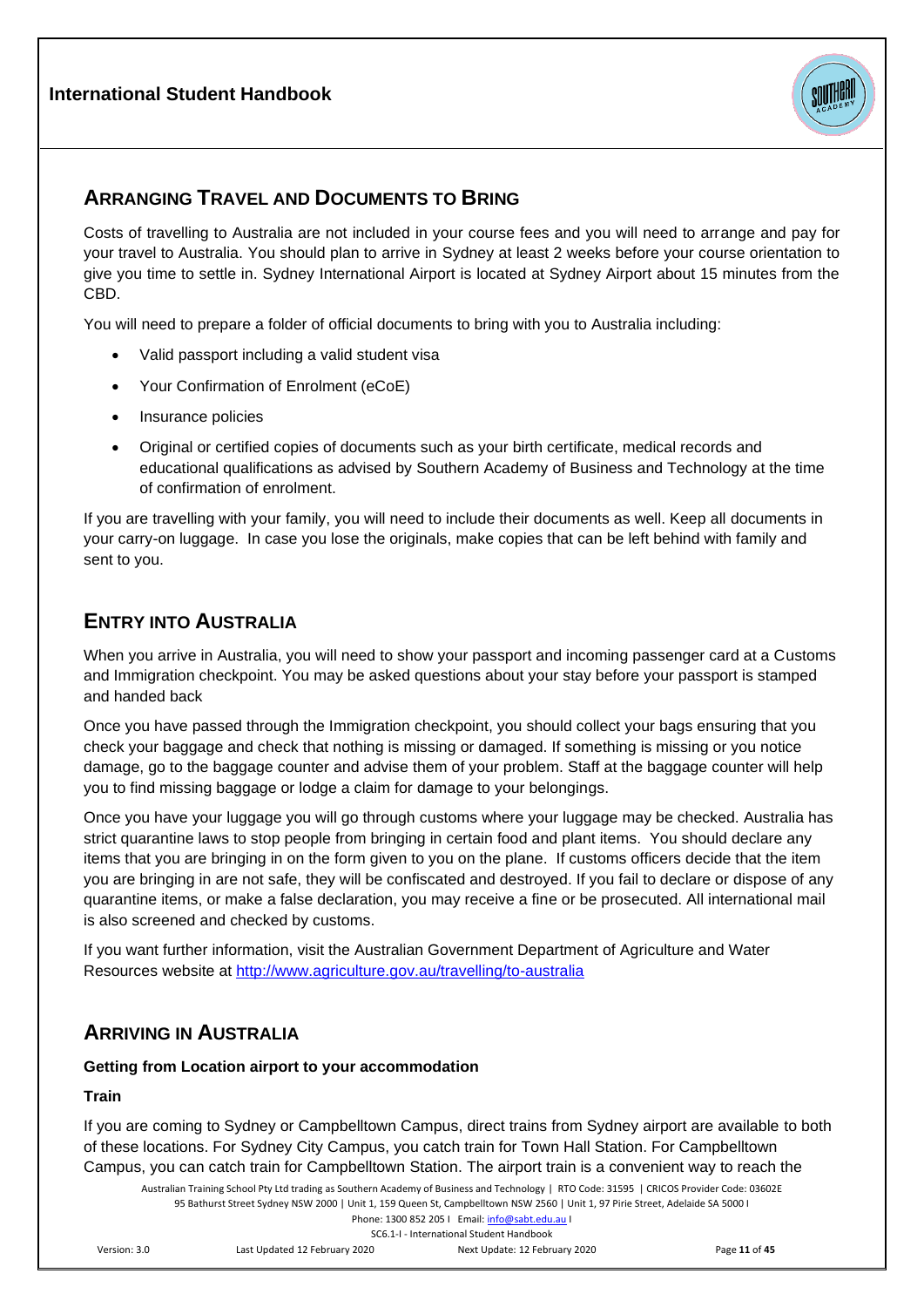## ARRANGING TRAVEL AND DOCUMENTS TO BRING

Costs of travelling to Australia are not included in your course fees and you will need to arrange and pay for your travel to Australia. You should plan to arrive in Sydney at least 2 weeks before your course orientation to give you time to settle in. Sydney International Airport is located at Sydney Airport about 15 minutes from the CBD.

You will need to prepare a folder of official documents to bring with you to Australia including:

- Valid passport including a valid student visa
- Your Confirmation of Enrolment (eCoE)
- Insurance policies
- Original or certified copies of documents such as your birth certificate, medical records and educational qualifications as advised by Southern Academy of Business and Technology at the time of confirmation of enrolment.

If you are travelling with your family, you will need to include their documents as well. Keep all documents in your carry-on luggage. In case you lose the originals, make copies that can be left behind with family and sent to you.

## ENTRY INTO AUSTRALIA

When you arrive in Australia, you will need to show your passport and incoming passenger card at a Customs and Immigration checkpoint. You may be asked questions about your stay before your passport is stamped and handed back

Once you have passed through the Immigration checkpoint, you should collect your bags ensuring that you check your baggage and check that nothing is missing or damaged. If something is missing or you notice damage, go to the baggage counter and advise them of your problem. Staff at the baggage counter will help you to find missing baggage or lodge a claim for damage to your belongings.

Once you have your luggage you will go through customs where your luggage may be checked. Australia has strict quarantine laws to stop people from bringing in certain food and plant items. You should declare any items that you are bringing in on the form given to you on the plane. If customs officers decide that the item you are bringing in are not safe, they will be confiscated and destroyed. If you fail to declare or dispose of any quarantine items, or make a false declaration, you may receive a fine or be prosecuted. All international mail is also screened and checked by customs.

If you want further information, visit the Australian Government Department of Agriculture and Water Resources website at http://www.agriculture.gov.au/travelling/to-australia

## ARRIVING IN AUSTRALIA

**Getting from Location airport to your accommodation**

**Train**

If you are coming to Sydney or Campbelltown Campus, direct trains from Sydney airport are available to both of these locations. For Sydney City Campus, you catch train for Town Hall Station. For Campbelltown Campus, you can catch train for Campbelltown Station. The airport train is a convenient way to reach the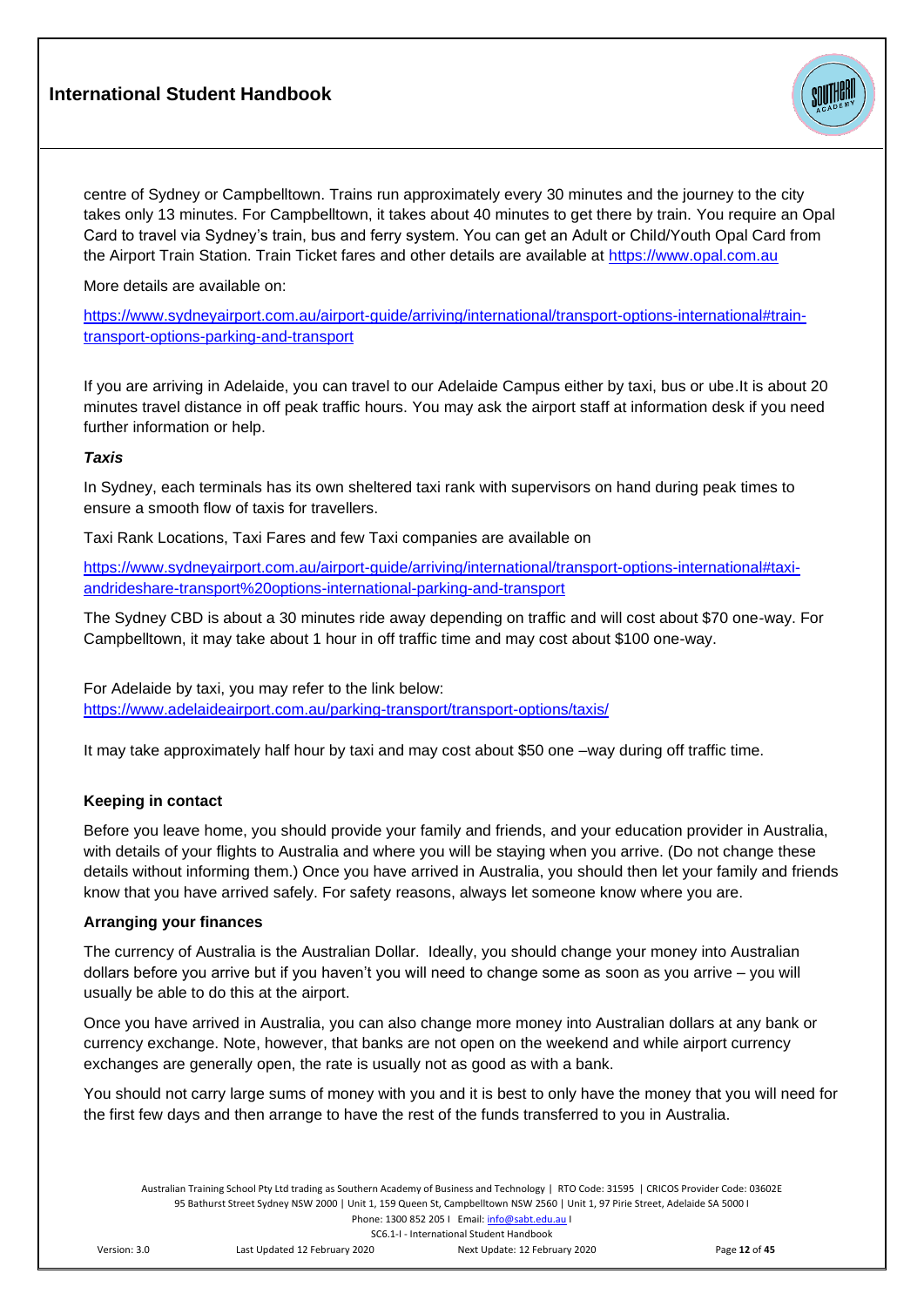centre of Sydney or Campbelltown. Trains run approximately every 30 minutes and the journey to the city takes only 13 minutes. For Campbelltown, it takes about 40 minutes to get there by train. You require an Opal Card to travel via Sydney's train, bus and ferry system. You can get an Adult or Child/Youth Opal Card from the Airport Train Station. Train Ticket fares and other details are available at https://www.opal.com.au

More details are available on:

https://www.sydneyairport.com.au/airport-guide/arriving/international/transport-options-international#train-transport-options-parking-and-transport

If you are arriving in Adelaide, you can travel to our Adelaide Campus either by taxi, bus or ube.It is about 20 minutes travel distance in off peak traffic hours. You may ask the airport staff at information desk if you need further information or help.

***Taxis***

In Sydney, each terminals has its own sheltered taxi rank with supervisors on hand during peak times to ensure a smooth flow of taxis for travellers.

Taxi Rank Locations, Taxi Fares and few Taxi companies are available on

https://www.sydneyairport.com.au/airport-guide/arriving/international/transport-options-international#taxi-andrideshare-transport%20options-international-parking-and-transport

The Sydney CBD is about a 30 minutes ride away depending on traffic and will cost about $70 one-way. For Campbelltown, it may take about 1 hour in off traffic time and may cost about $100 one-way.

For Adelaide by taxi, you may refer to the link below:
https://www.adelaideairport.com.au/parking-transport/transport-options/taxis/

It may take approximately half hour by taxi and may cost about $50 one –way during off traffic time.

**Keeping in contact**

Before you leave home, you should provide your family and friends, and your education provider in Australia, with details of your flights to Australia and where you will be staying when you arrive. (Do not change these details without informing them.) Once you have arrived in Australia, you should then let your family and friends know that you have arrived safely. For safety reasons, always let someone know where you are.

**Arranging your finances**

The currency of Australia is the Australian Dollar. Ideally, you should change your money into Australian dollars before you arrive but if you haven't you will need to change some as soon as you arrive – you will usually be able to do this at the airport.

Once you have arrived in Australia, you can also change more money into Australian dollars at any bank or currency exchange. Note, however, that banks are not open on the weekend and while airport currency exchanges are generally open, the rate is usually not as good as with a bank.

You should not carry large sums of money with you and it is best to only have the money that you will need for the first few days and then arrange to have the rest of the funds transferred to you in Australia.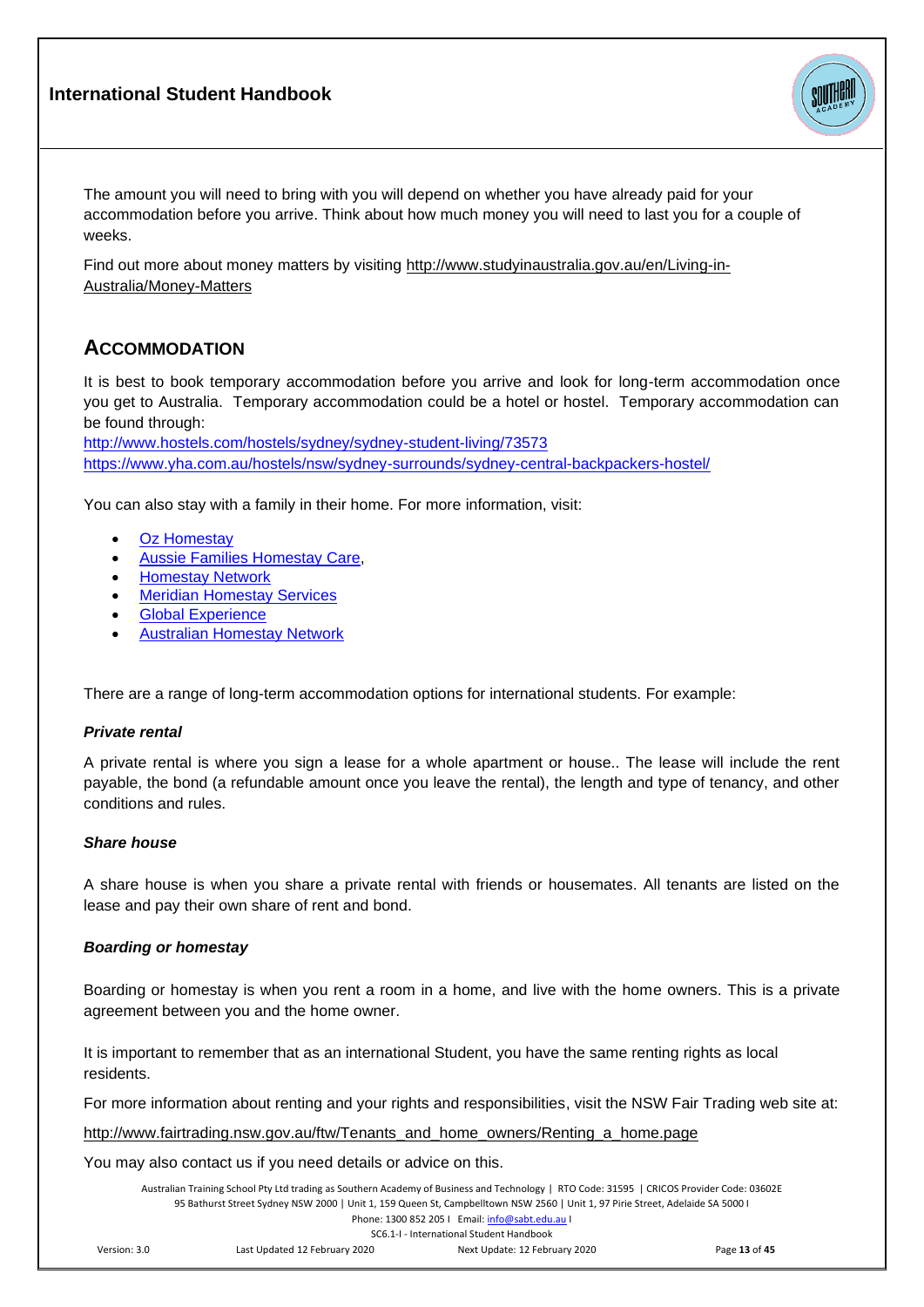The amount you will need to bring with you will depend on whether you have already paid for your accommodation before you arrive. Think about how much money you will need to last you for a couple of weeks.

Find out more about money matters by visiting [http://www.studyinaustralia.gov.au/en/Living-in-Australia/Money-Matters](http://www.studyinaustralia.gov.au/en/Living-in-Australia/Money-Matters)

## ACCOMMODATION

It is best to book temporary accommodation before you arrive and look for long-term accommodation once you get to Australia. Temporary accommodation could be a hotel or hostel. Temporary accommodation can be found through:

[http://www.hostels.com/hostels/sydney/sydney-student-living/73573](http://www.hostels.com/hostels/sydney/sydney-student-living/73573)
[https://www.yha.com.au/hostels/nsw/sydney-surrounds/sydney-central-backpackers-hostel/](https://www.yha.com.au/hostels/nsw/sydney-surrounds/sydney-central-backpackers-hostel/)

You can also stay with a family in their home. For more information, visit:

- Oz Homestay
- Aussie Families Homestay Care,
- Homestay Network
- Meridian Homestay Services
- Global Experience
- Australian Homestay Network

There are a range of long-term accommodation options for international students. For example:

### *Private rental*

A private rental is where you sign a lease for a whole apartment or house.. The lease will include the rent payable, the bond (a refundable amount once you leave the rental), the length and type of tenancy, and other conditions and rules.

### *Share house*

A share house is when you share a private rental with friends or housemates. All tenants are listed on the lease and pay their own share of rent and bond.

### *Boarding or homestay*

Boarding or homestay is when you rent a room in a home, and live with the home owners. This is a private agreement between you and the home owner.

It is important to remember that as an international Student, you have the same renting rights as local residents.

For more information about renting and your rights and responsibilities, visit the NSW Fair Trading web site at:

[http://www.fairtrading.nsw.gov.au/ftw/Tenants_and_home_owners/Renting_a_home.page](http://www.fairtrading.nsw.gov.au/ftw/Tenants_and_home_owners/Renting_a_home.page)

You may also contact us if you need details or advice on this.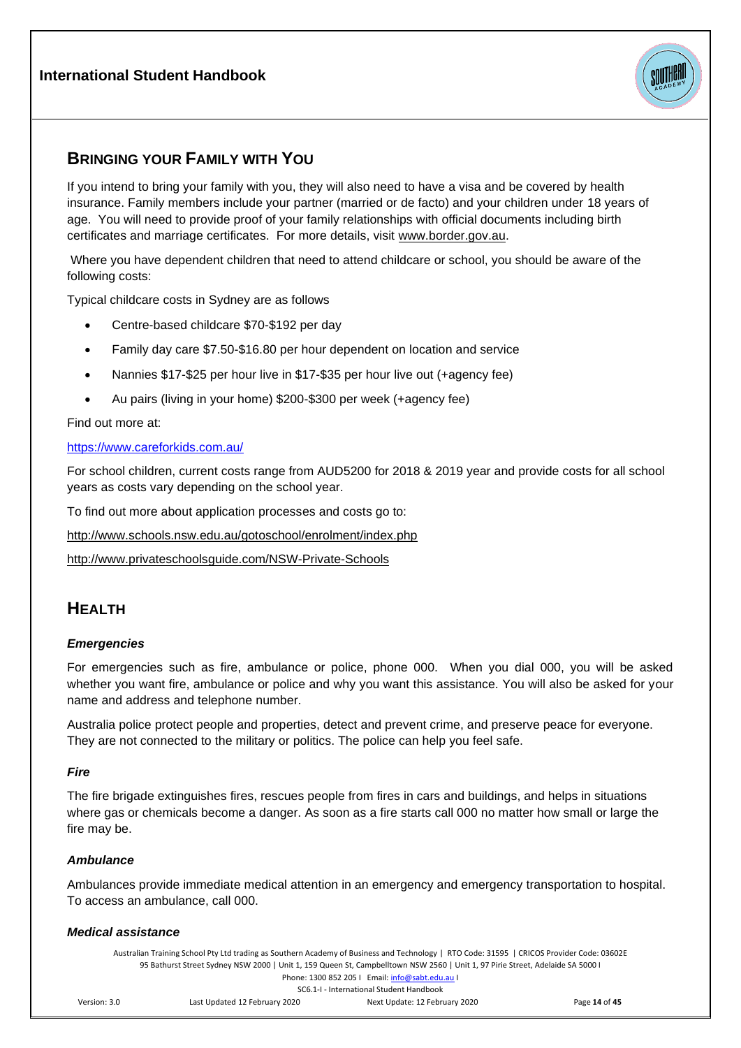## BRINGING YOUR FAMILY WITH YOU

If you intend to bring your family with you, they will also need to have a visa and be covered by health insurance. Family members include your partner (married or de facto) and your children under 18 years of age. You will need to provide proof of your family relationships with official documents including birth certificates and marriage certificates. For more details, visit www.border.gov.au.

Where you have dependent children that need to attend childcare or school, you should be aware of the following costs:

Typical childcare costs in Sydney are as follows

- Centre-based childcare $70-$192 per day
- Family day care $7.50-$16.80 per hour dependent on location and service
- Nannies $17-$25 per hour live in $17-$35 per hour live out (+agency fee)
- Au pairs (living in your home) $200-$300 per week (+agency fee)

Find out more at:

https://www.careforkids.com.au/

For school children, current costs range from AUD5200 for 2018 & 2019 year and provide costs for all school years as costs vary depending on the school year.

To find out more about application processes and costs go to:

http://www.schools.nsw.edu.au/gotoschool/enrolment/index.php

http://www.privateschoolsguide.com/NSW-Private-Schools

## HEALTH

### *Emergencies*

For emergencies such as fire, ambulance or police, phone 000. When you dial 000, you will be asked whether you want fire, ambulance or police and why you want this assistance. You will also be asked for your name and address and telephone number.

Australia police protect people and properties, detect and prevent crime, and preserve peace for everyone. They are not connected to the military or politics. The police can help you feel safe.

### *Fire*

The fire brigade extinguishes fires, rescues people from fires in cars and buildings, and helps in situations where gas or chemicals become a danger. As soon as a fire starts call 000 no matter how small or large the fire may be.

### *Ambulance*

Ambulances provide immediate medical attention in an emergency and emergency transportation to hospital. To access an ambulance, call 000.

### *Medical assistance*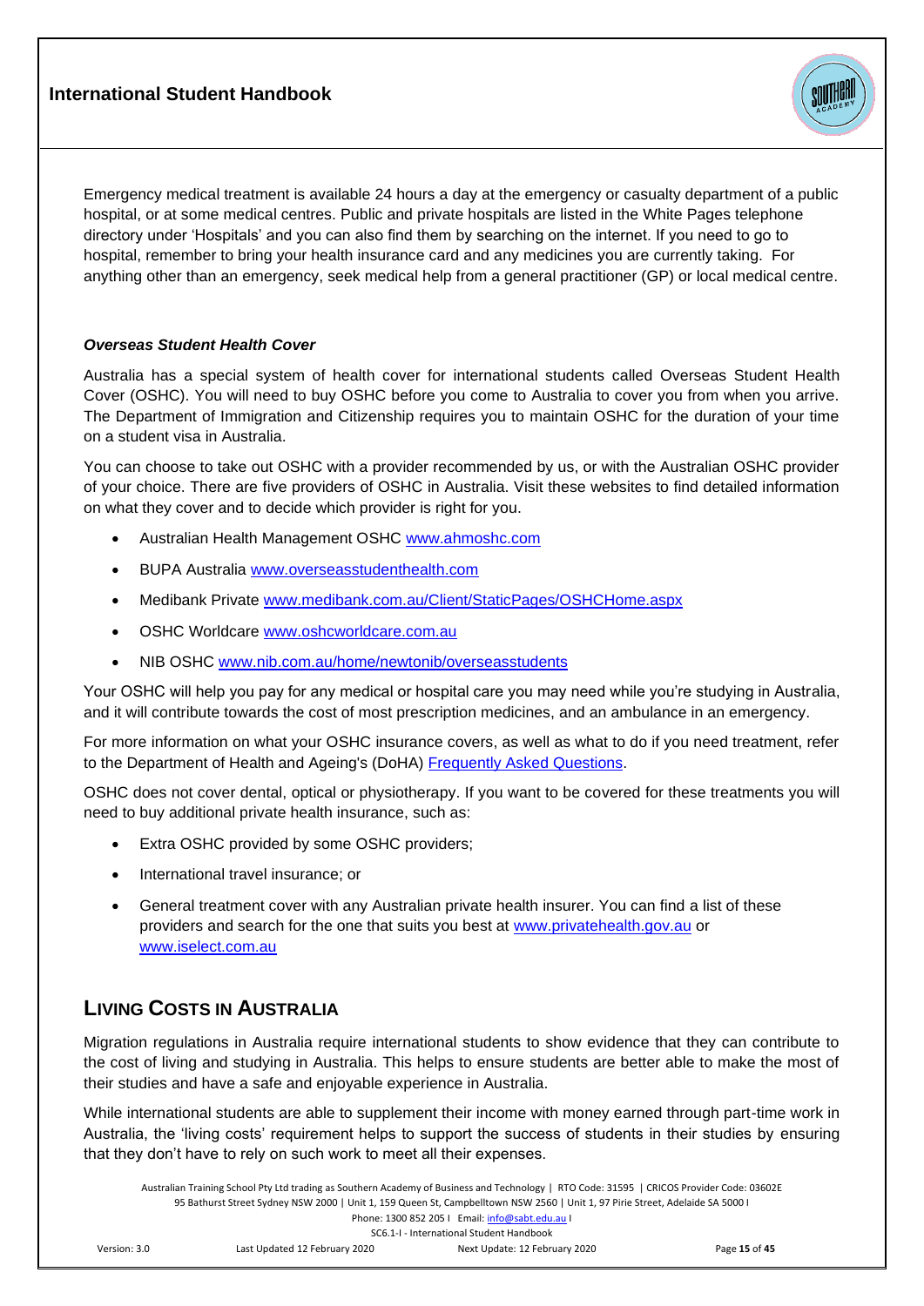Emergency medical treatment is available 24 hours a day at the emergency or casualty department of a public hospital, or at some medical centres. Public and private hospitals are listed in the White Pages telephone directory under 'Hospitals' and you can also find them by searching on the internet. If you need to go to hospital, remember to bring your health insurance card and any medicines you are currently taking. For anything other than an emergency, seek medical help from a general practitioner (GP) or local medical centre.

***Overseas Student Health Cover***

Australia has a special system of health cover for international students called Overseas Student Health Cover (OSHC). You will need to buy OSHC before you come to Australia to cover you from when you arrive. The Department of Immigration and Citizenship requires you to maintain OSHC for the duration of your time on a student visa in Australia.

You can choose to take out OSHC with a provider recommended by us, or with the Australian OSHC provider of your choice. There are five providers of OSHC in Australia. Visit these websites to find detailed information on what they cover and to decide which provider is right for you.

- Australian Health Management OSHC www.ahmoshc.com
- BUPA Australia www.overseasstudenthealth.com
- Medibank Private www.medibank.com.au/Client/StaticPages/OSHCHome.aspx
- OSHC Worldcare www.oshcworldcare.com.au
- NIB OSHC www.nib.com.au/home/newtonib/overseasstudents

Your OSHC will help you pay for any medical or hospital care you may need while you're studying in Australia, and it will contribute towards the cost of most prescription medicines, and an ambulance in an emergency.

For more information on what your OSHC insurance covers, as well as what to do if you need treatment, refer to the Department of Health and Ageing's (DoHA) Frequently Asked Questions.

OSHC does not cover dental, optical or physiotherapy. If you want to be covered for these treatments you will need to buy additional private health insurance, such as:

- Extra OSHC provided by some OSHC providers;
- International travel insurance; or
- General treatment cover with any Australian private health insurer. You can find a list of these providers and search for the one that suits you best at www.privatehealth.gov.au or www.iselect.com.au

## LIVING COSTS IN AUSTRALIA

Migration regulations in Australia require international students to show evidence that they can contribute to the cost of living and studying in Australia. This helps to ensure students are better able to make the most of their studies and have a safe and enjoyable experience in Australia.

While international students are able to supplement their income with money earned through part-time work in Australia, the 'living costs' requirement helps to support the success of students in their studies by ensuring that they don't have to rely on such work to meet all their expenses.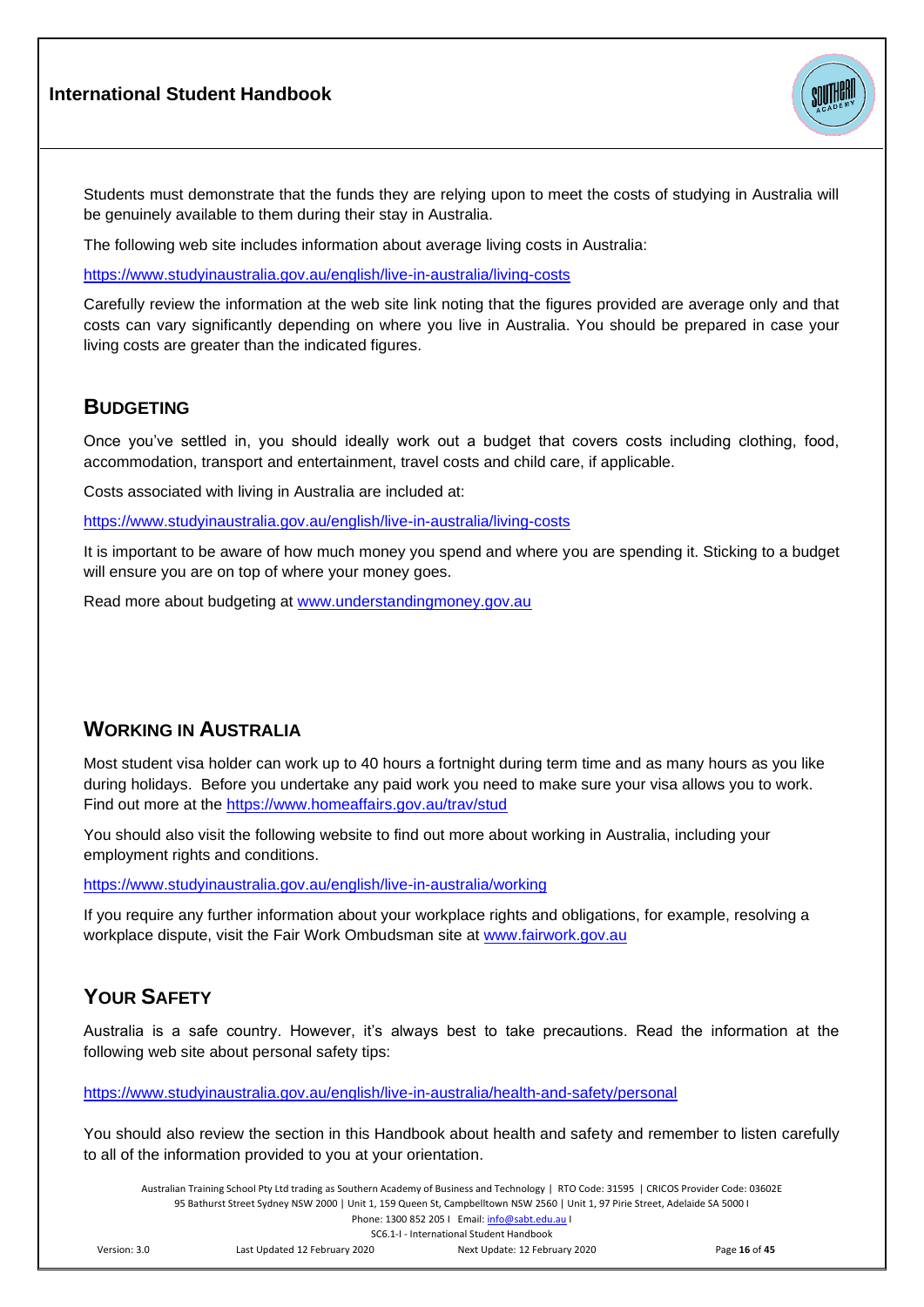Students must demonstrate that the funds they are relying upon to meet the costs of studying in Australia will be genuinely available to them during their stay in Australia.

The following web site includes information about average living costs in Australia:

https://www.studyinaustralia.gov.au/english/live-in-australia/living-costs

Carefully review the information at the web site link noting that the figures provided are average only and that costs can vary significantly depending on where you live in Australia. You should be prepared in case your living costs are greater than the indicated figures.

## BUDGETING

Once you've settled in, you should ideally work out a budget that covers costs including clothing, food, accommodation, transport and entertainment, travel costs and child care, if applicable.

Costs associated with living in Australia are included at:

https://www.studyinaustralia.gov.au/english/live-in-australia/living-costs

It is important to be aware of how much money you spend and where you are spending it. Sticking to a budget will ensure you are on top of where your money goes.

Read more about budgeting at www.understandingmoney.gov.au

## WORKING IN AUSTRALIA

Most student visa holder can work up to 40 hours a fortnight during term time and as many hours as you like during holidays. Before you undertake any paid work you need to make sure your visa allows you to work. Find out more at the https://www.homeaffairs.gov.au/trav/stud

You should also visit the following website to find out more about working in Australia, including your employment rights and conditions.

https://www.studyinaustralia.gov.au/english/live-in-australia/working

If you require any further information about your workplace rights and obligations, for example, resolving a workplace dispute, visit the Fair Work Ombudsman site at www.fairwork.gov.au

## YOUR SAFETY

Australia is a safe country. However, it's always best to take precautions. Read the information at the following web site about personal safety tips:

https://www.studyinaustralia.gov.au/english/live-in-australia/health-and-safety/personal

You should also review the section in this Handbook about health and safety and remember to listen carefully to all of the information provided to you at your orientation.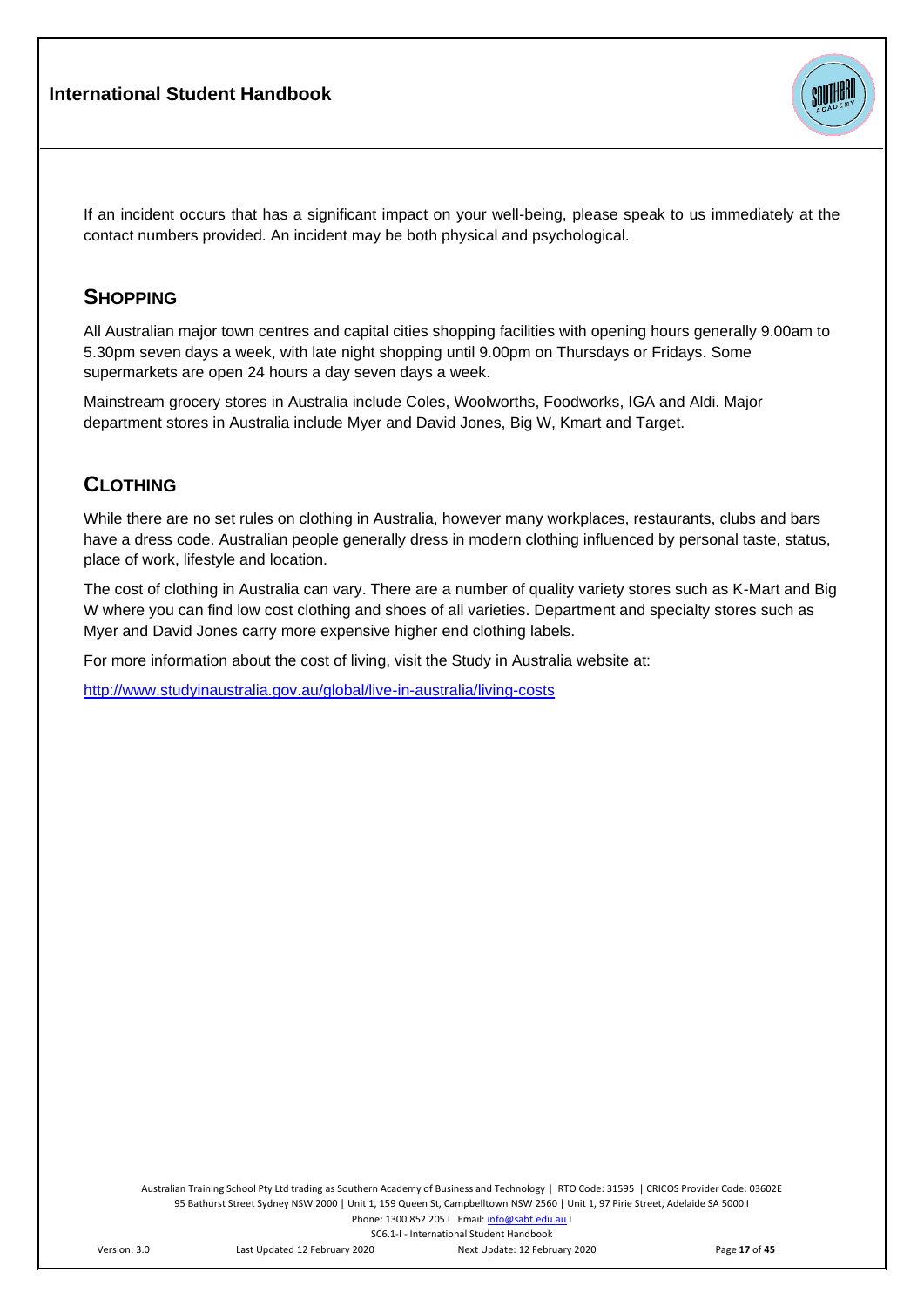If an incident occurs that has a significant impact on your well-being, please speak to us immediately at the contact numbers provided. An incident may be both physical and psychological.

## SHOPPING

All Australian major town centres and capital cities shopping facilities with opening hours generally 9.00am to 5.30pm seven days a week, with late night shopping until 9.00pm on Thursdays or Fridays. Some supermarkets are open 24 hours a day seven days a week.

Mainstream grocery stores in Australia include Coles, Woolworths, Foodworks, IGA and Aldi. Major department stores in Australia include Myer and David Jones, Big W, Kmart and Target.

## CLOTHING

While there are no set rules on clothing in Australia, however many workplaces, restaurants, clubs and bars have a dress code. Australian people generally dress in modern clothing influenced by personal taste, status, place of work, lifestyle and location.

The cost of clothing in Australia can vary. There are a number of quality variety stores such as K-Mart and Big W where you can find low cost clothing and shoes of all varieties. Department and specialty stores such as Myer and David Jones carry more expensive higher end clothing labels.

For more information about the cost of living, visit the Study in Australia website at:

http://www.studyinaustralia.gov.au/global/live-in-australia/living-costs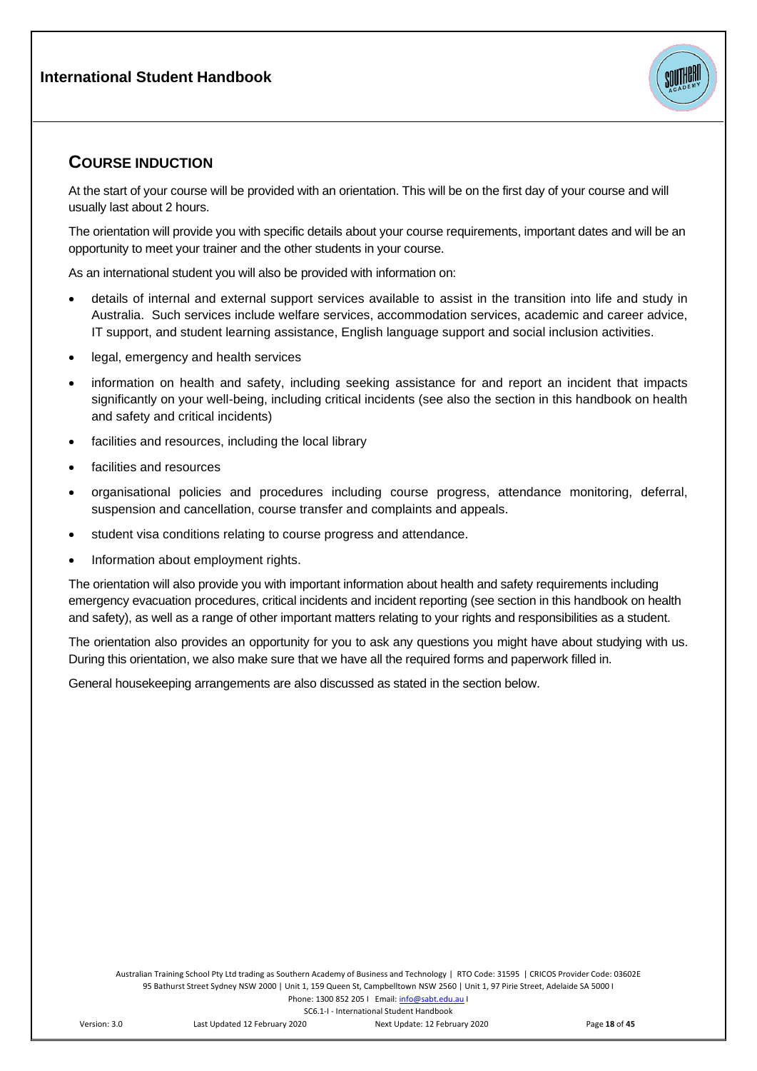## COURSE INDUCTION

At the start of your course will be provided with an orientation. This will be on the first day of your course and will usually last about 2 hours.

The orientation will provide you with specific details about your course requirements, important dates and will be an opportunity to meet your trainer and the other students in your course.

As an international student you will also be provided with information on:

- details of internal and external support services available to assist in the transition into life and study in Australia. Such services include welfare services, accommodation services, academic and career advice, IT support, and student learning assistance, English language support and social inclusion activities.
- legal, emergency and health services
- information on health and safety, including seeking assistance for and report an incident that impacts significantly on your well-being, including critical incidents (see also the section in this handbook on health and safety and critical incidents)
- facilities and resources, including the local library
- facilities and resources
- organisational policies and procedures including course progress, attendance monitoring, deferral, suspension and cancellation, course transfer and complaints and appeals.
- student visa conditions relating to course progress and attendance.
- Information about employment rights.

The orientation will also provide you with important information about health and safety requirements including emergency evacuation procedures, critical incidents and incident reporting (see section in this handbook on health and safety), as well as a range of other important matters relating to your rights and responsibilities as a student.

The orientation also provides an opportunity for you to ask any questions you might have about studying with us. During this orientation, we also make sure that we have all the required forms and paperwork filled in.

General housekeeping arrangements are also discussed as stated in the section below.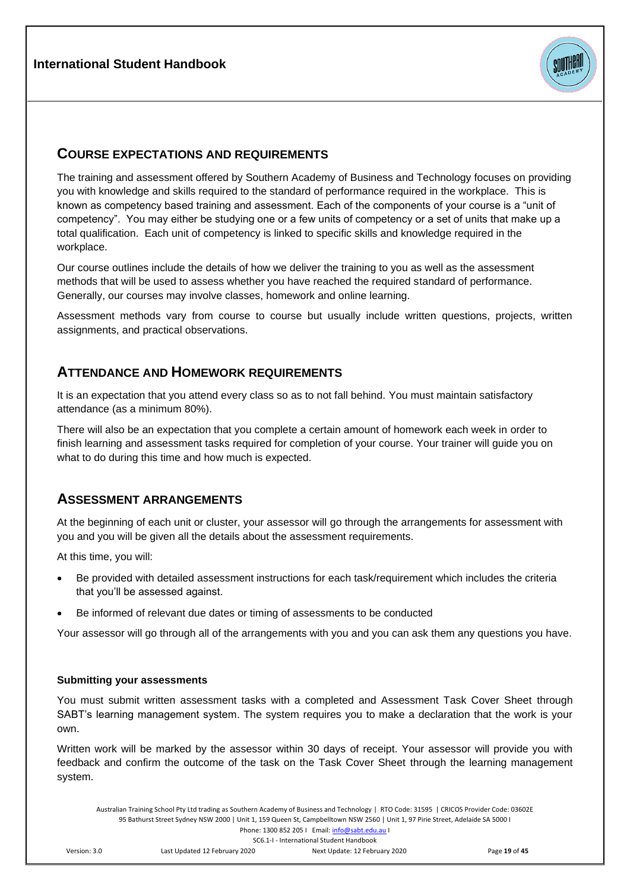## COURSE EXPECTATIONS AND REQUIREMENTS

The training and assessment offered by Southern Academy of Business and Technology focuses on providing you with knowledge and skills required to the standard of performance required in the workplace. This is known as competency based training and assessment. Each of the components of your course is a "unit of competency". You may either be studying one or a few units of competency or a set of units that make up a total qualification. Each unit of competency is linked to specific skills and knowledge required in the workplace.

Our course outlines include the details of how we deliver the training to you as well as the assessment methods that will be used to assess whether you have reached the required standard of performance. Generally, our courses may involve classes, homework and online learning.

Assessment methods vary from course to course but usually include written questions, projects, written assignments, and practical observations.

## ATTENDANCE AND HOMEWORK REQUIREMENTS

It is an expectation that you attend every class so as to not fall behind. You must maintain satisfactory attendance (as a minimum 80%).

There will also be an expectation that you complete a certain amount of homework each week in order to finish learning and assessment tasks required for completion of your course. Your trainer will guide you on what to do during this time and how much is expected.

## ASSESSMENT ARRANGEMENTS

At the beginning of each unit or cluster, your assessor will go through the arrangements for assessment with you and you will be given all the details about the assessment requirements.

At this time, you will:

- Be provided with detailed assessment instructions for each task/requirement which includes the criteria that you'll be assessed against.
- Be informed of relevant due dates or timing of assessments to be conducted

Your assessor will go through all of the arrangements with you and you can ask them any questions you have.

**Submitting your assessments**

You must submit written assessment tasks with a completed and Assessment Task Cover Sheet through SABT's learning management system. The system requires you to make a declaration that the work is your own.

Written work will be marked by the assessor within 30 days of receipt. Your assessor will provide you with feedback and confirm the outcome of the task on the Task Cover Sheet through the learning management system.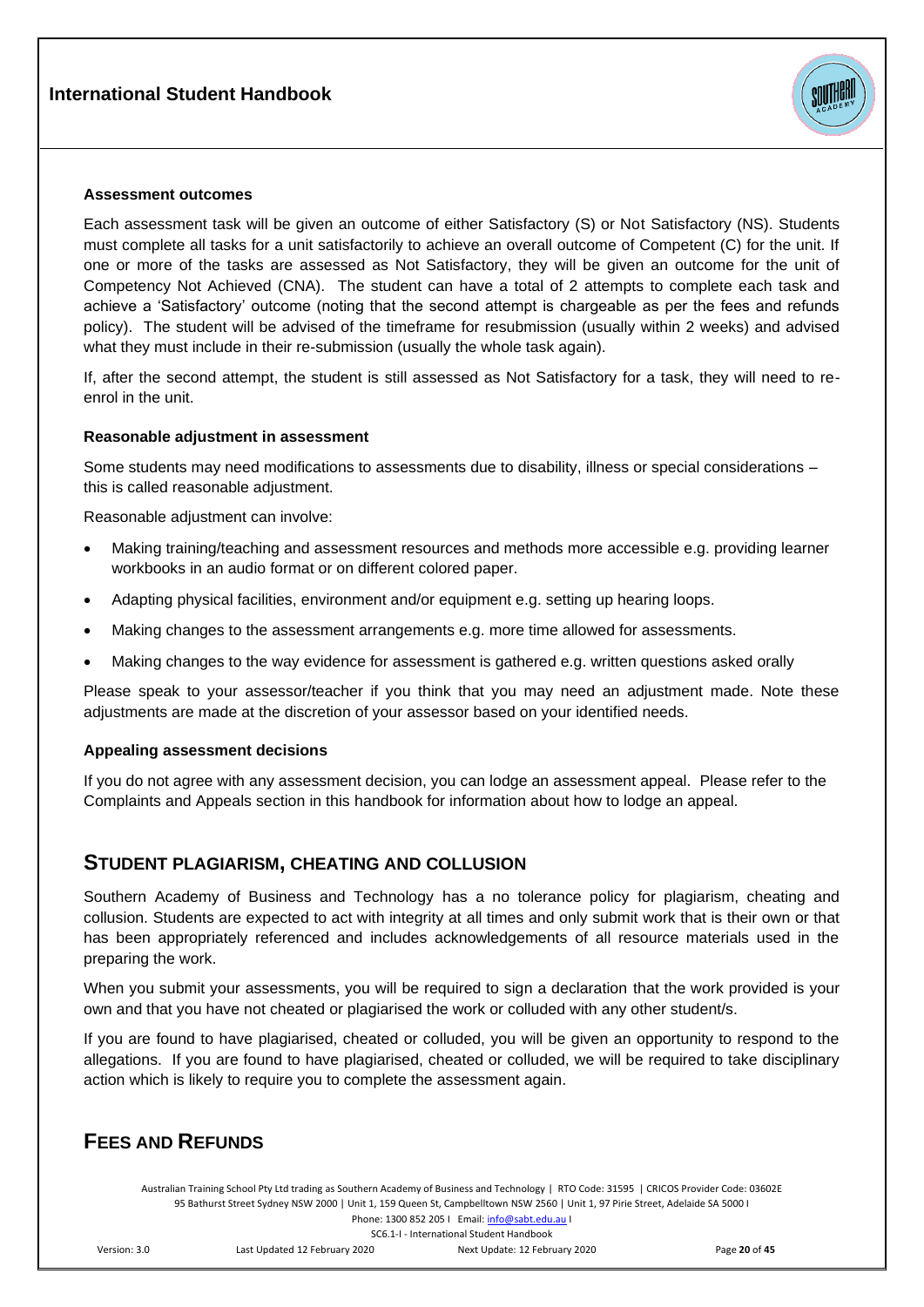### Assessment outcomes

Each assessment task will be given an outcome of either Satisfactory (S) or Not Satisfactory (NS). Students must complete all tasks for a unit satisfactorily to achieve an overall outcome of Competent (C) for the unit. If one or more of the tasks are assessed as Not Satisfactory, they will be given an outcome for the unit of Competency Not Achieved (CNA). The student can have a total of 2 attempts to complete each task and achieve a 'Satisfactory' outcome (noting that the second attempt is chargeable as per the fees and refunds policy). The student will be advised of the timeframe for resubmission (usually within 2 weeks) and advised what they must include in their re-submission (usually the whole task again).

If, after the second attempt, the student is still assessed as Not Satisfactory for a task, they will need to re-enrol in the unit.

### Reasonable adjustment in assessment

Some students may need modifications to assessments due to disability, illness or special considerations – this is called reasonable adjustment.

Reasonable adjustment can involve:

- Making training/teaching and assessment resources and methods more accessible e.g. providing learner workbooks in an audio format or on different colored paper.
- Adapting physical facilities, environment and/or equipment e.g. setting up hearing loops.
- Making changes to the assessment arrangements e.g. more time allowed for assessments.
- Making changes to the way evidence for assessment is gathered e.g. written questions asked orally

Please speak to your assessor/teacher if you think that you may need an adjustment made. Note these adjustments are made at the discretion of your assessor based on your identified needs.

### Appealing assessment decisions

If you do not agree with any assessment decision, you can lodge an assessment appeal. Please refer to the Complaints and Appeals section in this handbook for information about how to lodge an appeal.

## Student Plagiarism, Cheating and Collusion

Southern Academy of Business and Technology has a no tolerance policy for plagiarism, cheating and collusion. Students are expected to act with integrity at all times and only submit work that is their own or that has been appropriately referenced and includes acknowledgements of all resource materials used in the preparing the work.

When you submit your assessments, you will be required to sign a declaration that the work provided is your own and that you have not cheated or plagiarised the work or colluded with any other student/s.

If you are found to have plagiarised, cheated or colluded, you will be given an opportunity to respond to the allegations. If you are found to have plagiarised, cheated or colluded, we will be required to take disciplinary action which is likely to require you to complete the assessment again.

## Fees and Refunds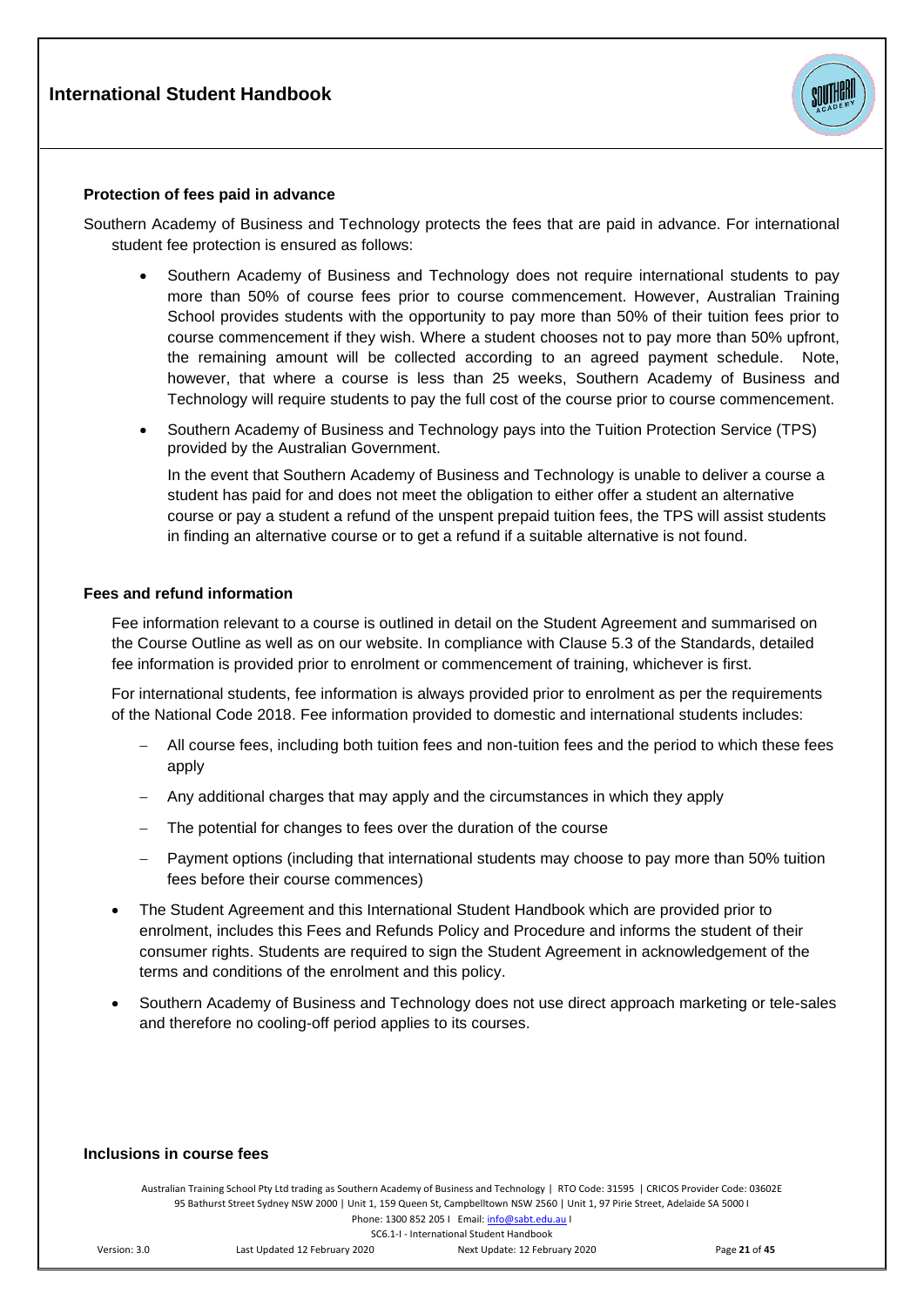### Protection of fees paid in advance

Southern Academy of Business and Technology protects the fees that are paid in advance. For international student fee protection is ensured as follows:

- Southern Academy of Business and Technology does not require international students to pay more than 50% of course fees prior to course commencement. However, Australian Training School provides students with the opportunity to pay more than 50% of their tuition fees prior to course commencement if they wish. Where a student chooses not to pay more than 50% upfront, the remaining amount will be collected according to an agreed payment schedule. Note, however, that where a course is less than 25 weeks, Southern Academy of Business and Technology will require students to pay the full cost of the course prior to course commencement.
- Southern Academy of Business and Technology pays into the Tuition Protection Service (TPS) provided by the Australian Government.

  In the event that Southern Academy of Business and Technology is unable to deliver a course a student has paid for and does not meet the obligation to either offer a student an alternative course or pay a student a refund of the unspent prepaid tuition fees, the TPS will assist students in finding an alternative course or to get a refund if a suitable alternative is not found.

### Fees and refund information

Fee information relevant to a course is outlined in detail on the Student Agreement and summarised on the Course Outline as well as on our website. In compliance with Clause 5.3 of the Standards, detailed fee information is provided prior to enrolment or commencement of training, whichever is first.

For international students, fee information is always provided prior to enrolment as per the requirements of the National Code 2018. Fee information provided to domestic and international students includes:

- All course fees, including both tuition fees and non-tuition fees and the period to which these fees apply
- Any additional charges that may apply and the circumstances in which they apply
- The potential for changes to fees over the duration of the course
- Payment options (including that international students may choose to pay more than 50% tuition fees before their course commences)

- The Student Agreement and this International Student Handbook which are provided prior to enrolment, includes this Fees and Refunds Policy and Procedure and informs the student of their consumer rights. Students are required to sign the Student Agreement in acknowledgement of the terms and conditions of the enrolment and this policy.
- Southern Academy of Business and Technology does not use direct approach marketing or tele-sales and therefore no cooling-off period applies to its courses.

### Inclusions in course fees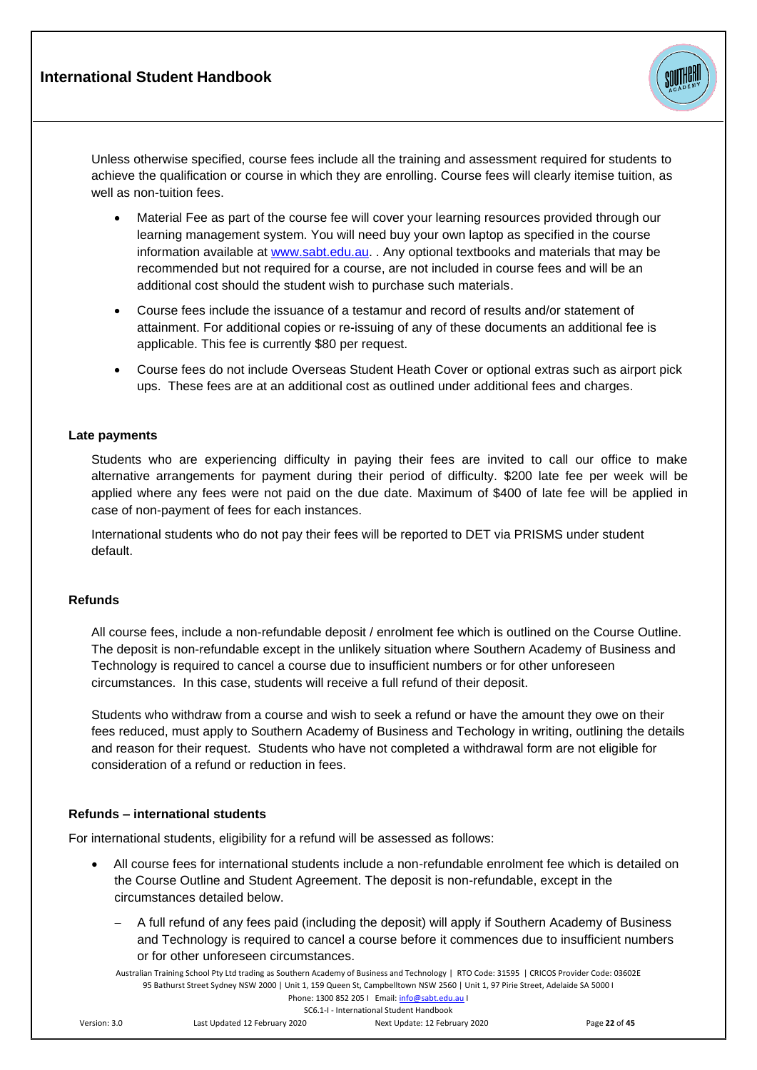Unless otherwise specified, course fees include all the training and assessment required for students to achieve the qualification or course in which they are enrolling. Course fees will clearly itemise tuition, as well as non-tuition fees.

- Material Fee as part of the course fee will cover your learning resources provided through our learning management system. You will need buy your own laptop as specified in the course information available at www.sabt.edu.au. . Any optional textbooks and materials that may be recommended but not required for a course, are not included in course fees and will be an additional cost should the student wish to purchase such materials.
- Course fees include the issuance of a testamur and record of results and/or statement of attainment. For additional copies or re-issuing of any of these documents an additional fee is applicable. This fee is currently $80 per request.
- Course fees do not include Overseas Student Heath Cover or optional extras such as airport pick ups. These fees are at an additional cost as outlined under additional fees and charges.

### Late payments

Students who are experiencing difficulty in paying their fees are invited to call our office to make alternative arrangements for payment during their period of difficulty. $200 late fee per week will be applied where any fees were not paid on the due date. Maximum of $400 of late fee will be applied in case of non-payment of fees for each instances.

International students who do not pay their fees will be reported to DET via PRISMS under student default.

### Refunds

All course fees, include a non-refundable deposit / enrolment fee which is outlined on the Course Outline. The deposit is non-refundable except in the unlikely situation where Southern Academy of Business and Technology is required to cancel a course due to insufficient numbers or for other unforeseen circumstances. In this case, students will receive a full refund of their deposit.

Students who withdraw from a course and wish to seek a refund or have the amount they owe on their fees reduced, must apply to Southern Academy of Business and Techology in writing, outlining the details and reason for their request. Students who have not completed a withdrawal form are not eligible for consideration of a refund or reduction in fees.

### Refunds – international students

For international students, eligibility for a refund will be assessed as follows:

- All course fees for international students include a non-refundable enrolment fee which is detailed on the Course Outline and Student Agreement. The deposit is non-refundable, except in the circumstances detailed below.
  - A full refund of any fees paid (including the deposit) will apply if Southern Academy of Business and Technology is required to cancel a course before it commences due to insufficient numbers or for other unforeseen circumstances.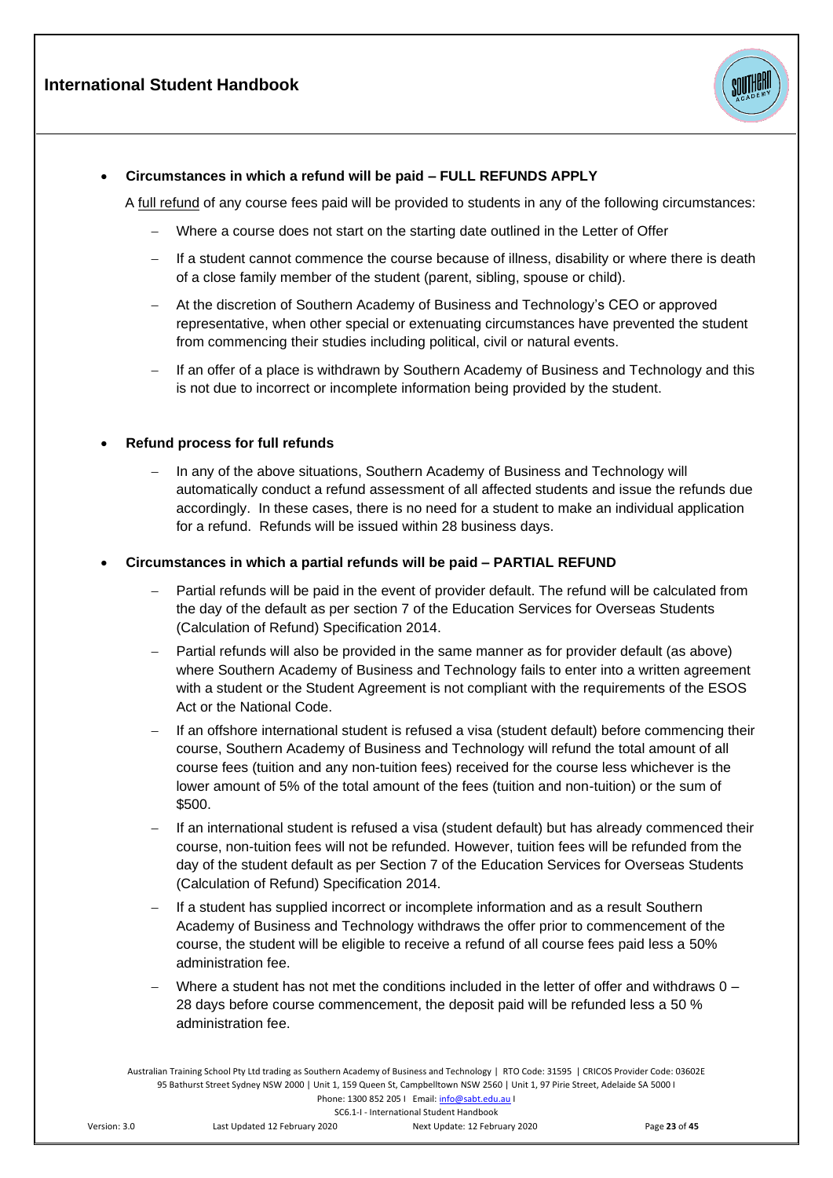- **Circumstances in which a refund will be paid – FULL REFUNDS APPLY**

  A full refund of any course fees paid will be provided to students in any of the following circumstances:

  - Where a course does not start on the starting date outlined in the Letter of Offer
  - If a student cannot commence the course because of illness, disability or where there is death of a close family member of the student (parent, sibling, spouse or child).
  - At the discretion of Southern Academy of Business and Technology's CEO or approved representative, when other special or extenuating circumstances have prevented the student from commencing their studies including political, civil or natural events.
  - If an offer of a place is withdrawn by Southern Academy of Business and Technology and this is not due to incorrect or incomplete information being provided by the student.

- **Refund process for full refunds**

  - In any of the above situations, Southern Academy of Business and Technology will automatically conduct a refund assessment of all affected students and issue the refunds due accordingly. In these cases, there is no need for a student to make an individual application for a refund. Refunds will be issued within 28 business days.

- **Circumstances in which a partial refunds will be paid – PARTIAL REFUND**

  - Partial refunds will be paid in the event of provider default. The refund will be calculated from the day of the default as per section 7 of the Education Services for Overseas Students (Calculation of Refund) Specification 2014.
  - Partial refunds will also be provided in the same manner as for provider default (as above) where Southern Academy of Business and Technology fails to enter into a written agreement with a student or the Student Agreement is not compliant with the requirements of the ESOS Act or the National Code.
  - If an offshore international student is refused a visa (student default) before commencing their course, Southern Academy of Business and Technology will refund the total amount of all course fees (tuition and any non-tuition fees) received for the course less whichever is the lower amount of 5% of the total amount of the fees (tuition and non-tuition) or the sum of $500.
  - If an international student is refused a visa (student default) but has already commenced their course, non-tuition fees will not be refunded. However, tuition fees will be refunded from the day of the student default as per Section 7 of the Education Services for Overseas Students (Calculation of Refund) Specification 2014.
  - If a student has supplied incorrect or incomplete information and as a result Southern Academy of Business and Technology withdraws the offer prior to commencement of the course, the student will be eligible to receive a refund of all course fees paid less a 50% administration fee.
  - Where a student has not met the conditions included in the letter of offer and withdraws 0 – 28 days before course commencement, the deposit paid will be refunded less a 50 % administration fee.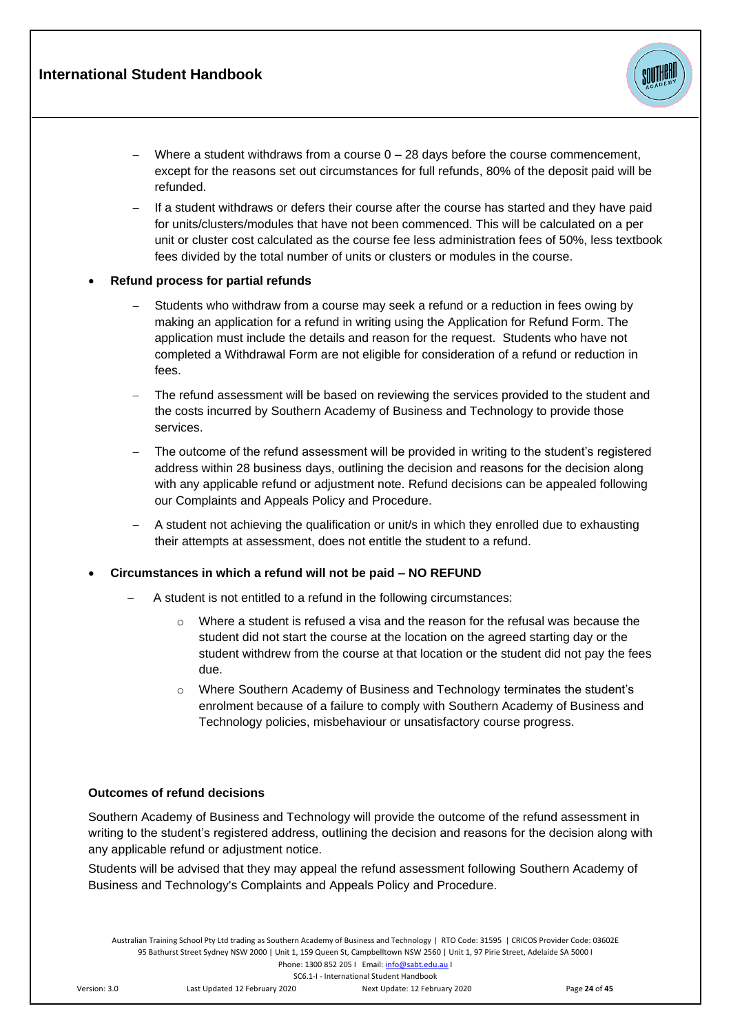- Where a student withdraws from a course 0 – 28 days before the course commencement, except for the reasons set out circumstances for full refunds, 80% of the deposit paid will be refunded.
    - If a student withdraws or defers their course after the course has started and they have paid for units/clusters/modules that have not been commenced. This will be calculated on a per unit or cluster cost calculated as the course fee less administration fees of 50%, less textbook fees divided by the total number of units or clusters or modules in the course.

- **Refund process for partial refunds**
    - Students who withdraw from a course may seek a refund or a reduction in fees owing by making an application for a refund in writing using the Application for Refund Form. The application must include the details and reason for the request. Students who have not completed a Withdrawal Form are not eligible for consideration of a refund or reduction in fees.
    - The refund assessment will be based on reviewing the services provided to the student and the costs incurred by Southern Academy of Business and Technology to provide those services.
    - The outcome of the refund assessment will be provided in writing to the student's registered address within 28 business days, outlining the decision and reasons for the decision along with any applicable refund or adjustment note. Refund decisions can be appealed following our Complaints and Appeals Policy and Procedure.
    - A student not achieving the qualification or unit/s in which they enrolled due to exhausting their attempts at assessment, does not entitle the student to a refund.

- **Circumstances in which a refund will not be paid – NO REFUND**
    - A student is not entitled to a refund in the following circumstances:
        - Where a student is refused a visa and the reason for the refusal was because the student did not start the course at the location on the agreed starting day or the student withdrew from the course at that location or the student did not pay the fees due.
        - Where Southern Academy of Business and Technology terminates the student's enrolment because of a failure to comply with Southern Academy of Business and Technology policies, misbehaviour or unsatisfactory course progress.

**Outcomes of refund decisions**

Southern Academy of Business and Technology will provide the outcome of the refund assessment in writing to the student's registered address, outlining the decision and reasons for the decision along with any applicable refund or adjustment notice.

Students will be advised that they may appeal the refund assessment following Southern Academy of Business and Technology's Complaints and Appeals Policy and Procedure.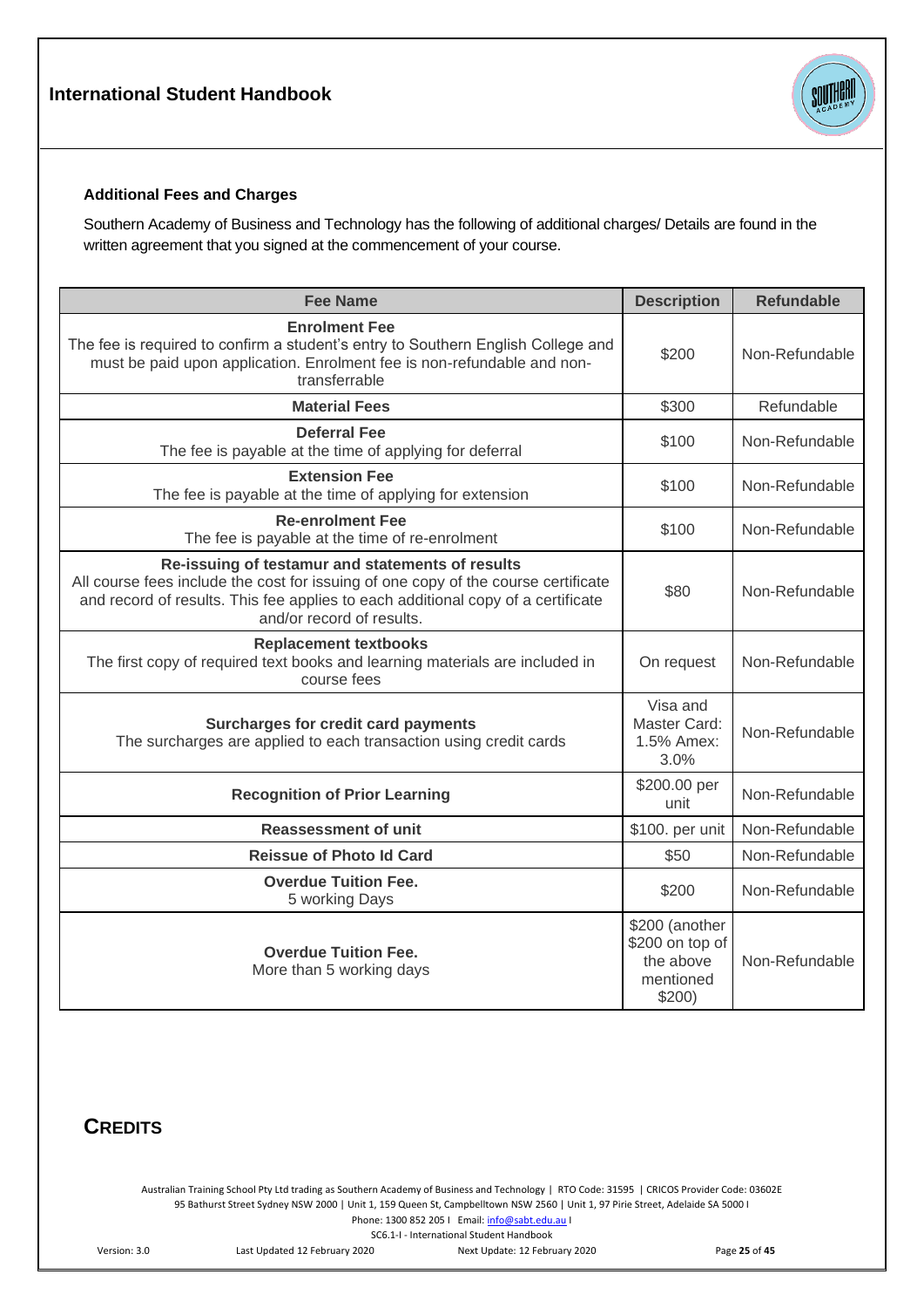### Additional Fees and Charges

Southern Academy of Business and Technology has the following of additional charges/ Details are found in the written agreement that you signed at the commencement of your course.

| Fee Name | Description | Refundable |
|---|---|---|
| **Enrolment Fee**<br>The fee is required to confirm a student's entry to Southern English College and must be paid upon application. Enrolment fee is non-refundable and non-transferrable | $200 | Non-Refundable |
| **Material Fees** | $300 | Refundable |
| **Deferral Fee**<br>The fee is payable at the time of applying for deferral | $100 | Non-Refundable |
| **Extension Fee**<br>The fee is payable at the time of applying for extension | $100 | Non-Refundable |
| **Re-enrolment Fee**<br>The fee is payable at the time of re-enrolment | $100 | Non-Refundable |
| **Re-issuing of testamur and statements of results**<br>All course fees include the cost for issuing of one copy of the course certificate and record of results. This fee applies to each additional copy of a certificate and/or record of results. | $80 | Non-Refundable |
| **Replacement textbooks**<br>The first copy of required text books and learning materials are included in course fees | On request | Non-Refundable |
| **Surcharges for credit card payments**<br>The surcharges are applied to each transaction using credit cards | Visa and Master Card: 1.5% Amex: 3.0% | Non-Refundable |
| **Recognition of Prior Learning** | $200.00 per unit | Non-Refundable |
| **Reassessment of unit** | $100. per unit | Non-Refundable |
| **Reissue of Photo Id Card** | $50 | Non-Refundable |
| **Overdue Tuition Fee.**<br>5 working Days | $200 | Non-Refundable |
| **Overdue Tuition Fee.**<br>More than 5 working days | $200 (another $200 on top of the above mentioned $200) | Non-Refundable |

## CREDITS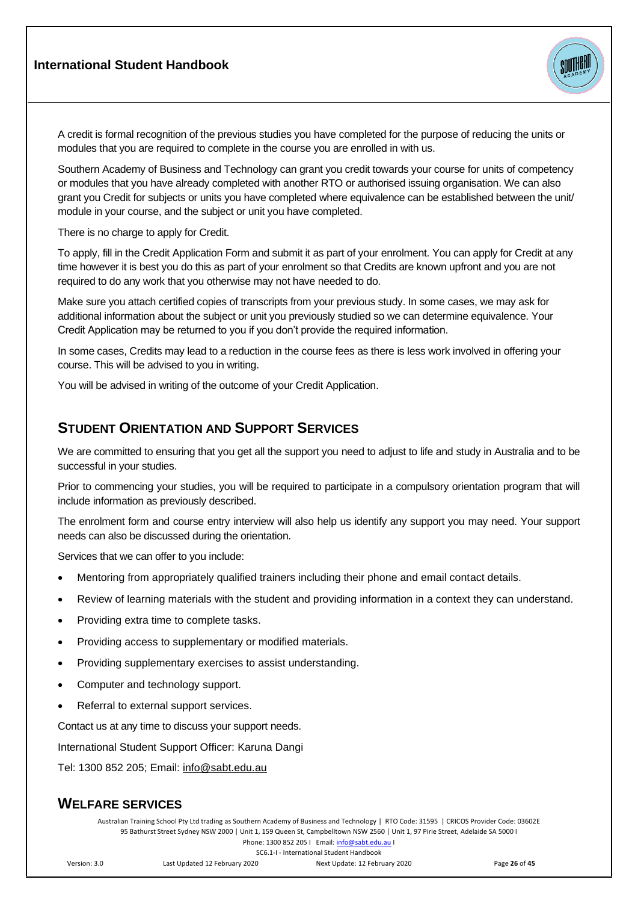A credit is formal recognition of the previous studies you have completed for the purpose of reducing the units or modules that you are required to complete in the course you are enrolled in with us.

Southern Academy of Business and Technology can grant you credit towards your course for units of competency or modules that you have already completed with another RTO or authorised issuing organisation. We can also grant you Credit for subjects or units you have completed where equivalence can be established between the unit/ module in your course, and the subject or unit you have completed.

There is no charge to apply for Credit.

To apply, fill in the Credit Application Form and submit it as part of your enrolment. You can apply for Credit at any time however it is best you do this as part of your enrolment so that Credits are known upfront and you are not required to do any work that you otherwise may not have needed to do.

Make sure you attach certified copies of transcripts from your previous study. In some cases, we may ask for additional information about the subject or unit you previously studied so we can determine equivalence. Your Credit Application may be returned to you if you don't provide the required information.

In some cases, Credits may lead to a reduction in the course fees as there is less work involved in offering your course. This will be advised to you in writing.

You will be advised in writing of the outcome of your Credit Application.

## STUDENT ORIENTATION AND SUPPORT SERVICES

We are committed to ensuring that you get all the support you need to adjust to life and study in Australia and to be successful in your studies.

Prior to commencing your studies, you will be required to participate in a compulsory orientation program that will include information as previously described.

The enrolment form and course entry interview will also help us identify any support you may need. Your support needs can also be discussed during the orientation.

Services that we can offer to you include:

- Mentoring from appropriately qualified trainers including their phone and email contact details.
- Review of learning materials with the student and providing information in a context they can understand.
- Providing extra time to complete tasks.
- Providing access to supplementary or modified materials.
- Providing supplementary exercises to assist understanding.
- Computer and technology support.
- Referral to external support services.

Contact us at any time to discuss your support needs.

International Student Support Officer: Karuna Dangi

Tel: 1300 852 205; Email: info@sabt.edu.au

## WELFARE SERVICES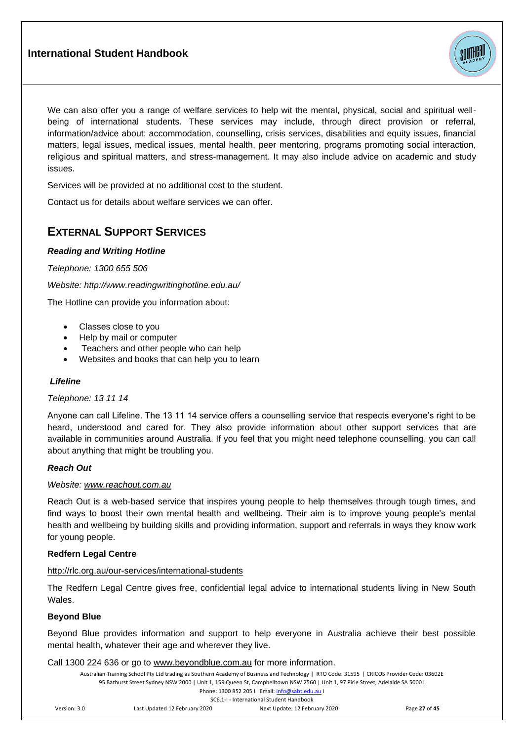We can also offer you a range of welfare services to help wit the mental, physical, social and spiritual well-being of international students. These services may include, through direct provision or referral, information/advice about: accommodation, counselling, crisis services, disabilities and equity issues, financial matters, legal issues, medical issues, mental health, peer mentoring, programs promoting social interaction, religious and spiritual matters, and stress-management. It may also include advice on academic and study issues.

Services will be provided at no additional cost to the student.

Contact us for details about welfare services we can offer.

## EXTERNAL SUPPORT SERVICES

***Reading and Writing Hotline***

*Telephone: 1300 655 506*

*Website: http://www.readingwritinghotline.edu.au/*

The Hotline can provide you information about:

- Classes close to you
- Help by mail or computer
- Teachers and other people who can help
- Websites and books that can help you to learn

***Lifeline***

*Telephone: 13 11 14*

Anyone can call Lifeline. The 13 11 14 service offers a counselling service that respects everyone's right to be heard, understood and cared for. They also provide information about other support services that are available in communities around Australia. If you feel that you might need telephone counselling, you can call about anything that might be troubling you.

***Reach Out***

*Website: www.reachout.com.au*

Reach Out is a web-based service that inspires young people to help themselves through tough times, and find ways to boost their own mental health and wellbeing. Their aim is to improve young people's mental health and wellbeing by building skills and providing information, support and referrals in ways they know work for young people.

**Redfern Legal Centre**

http://rlc.org.au/our-services/international-students

The Redfern Legal Centre gives free, confidential legal advice to international students living in New South Wales.

**Beyond Blue**

Beyond Blue provides information and support to help everyone in Australia achieve their best possible mental health, whatever their age and wherever they live.

Call 1300 224 636 or go to www.beyondblue.com.au for more information.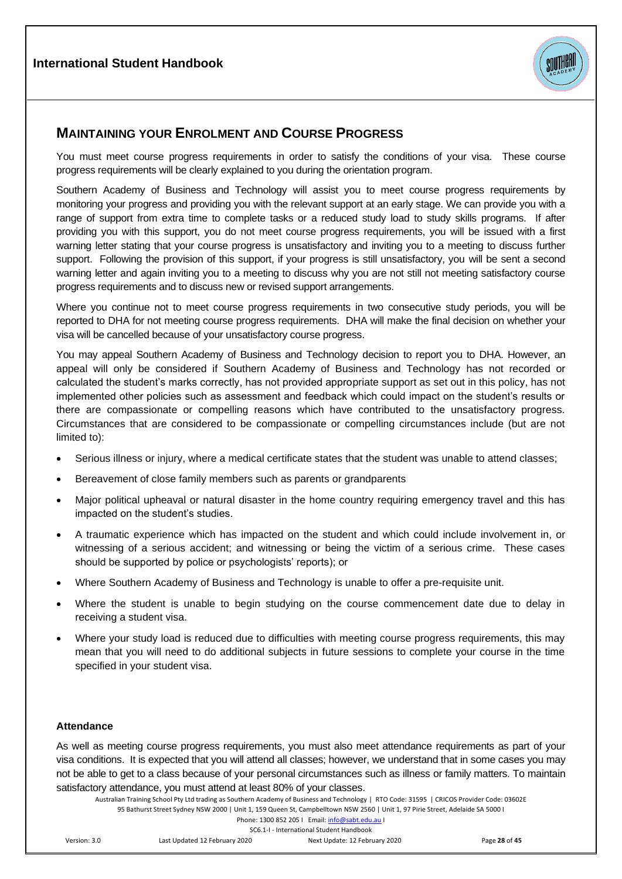## MAINTAINING YOUR ENROLMENT AND COURSE PROGRESS

You must meet course progress requirements in order to satisfy the conditions of your visa. These course progress requirements will be clearly explained to you during the orientation program.

Southern Academy of Business and Technology will assist you to meet course progress requirements by monitoring your progress and providing you with the relevant support at an early stage. We can provide you with a range of support from extra time to complete tasks or a reduced study load to study skills programs. If after providing you with this support, you do not meet course progress requirements, you will be issued with a first warning letter stating that your course progress is unsatisfactory and inviting you to a meeting to discuss further support. Following the provision of this support, if your progress is still unsatisfactory, you will be sent a second warning letter and again inviting you to a meeting to discuss why you are not still not meeting satisfactory course progress requirements and to discuss new or revised support arrangements.

Where you continue not to meet course progress requirements in two consecutive study periods, you will be reported to DHA for not meeting course progress requirements. DHA will make the final decision on whether your visa will be cancelled because of your unsatisfactory course progress.

You may appeal Southern Academy of Business and Technology decision to report you to DHA. However, an appeal will only be considered if Southern Academy of Business and Technology has not recorded or calculated the student's marks correctly, has not provided appropriate support as set out in this policy, has not implemented other policies such as assessment and feedback which could impact on the student's results or there are compassionate or compelling reasons which have contributed to the unsatisfactory progress. Circumstances that are considered to be compassionate or compelling circumstances include (but are not limited to):

- Serious illness or injury, where a medical certificate states that the student was unable to attend classes;
- Bereavement of close family members such as parents or grandparents
- Major political upheaval or natural disaster in the home country requiring emergency travel and this has impacted on the student's studies.
- A traumatic experience which has impacted on the student and which could include involvement in, or witnessing of a serious accident; and witnessing or being the victim of a serious crime. These cases should be supported by police or psychologists' reports); or
- Where Southern Academy of Business and Technology is unable to offer a pre-requisite unit.
- Where the student is unable to begin studying on the course commencement date due to delay in receiving a student visa.
- Where your study load is reduced due to difficulties with meeting course progress requirements, this may mean that you will need to do additional subjects in future sessions to complete your course in the time specified in your student visa.

**Attendance**

As well as meeting course progress requirements, you must also meet attendance requirements as part of your visa conditions. It is expected that you will attend all classes; however, we understand that in some cases you may not be able to get to a class because of your personal circumstances such as illness or family matters. To maintain satisfactory attendance, you must attend at least 80% of your classes.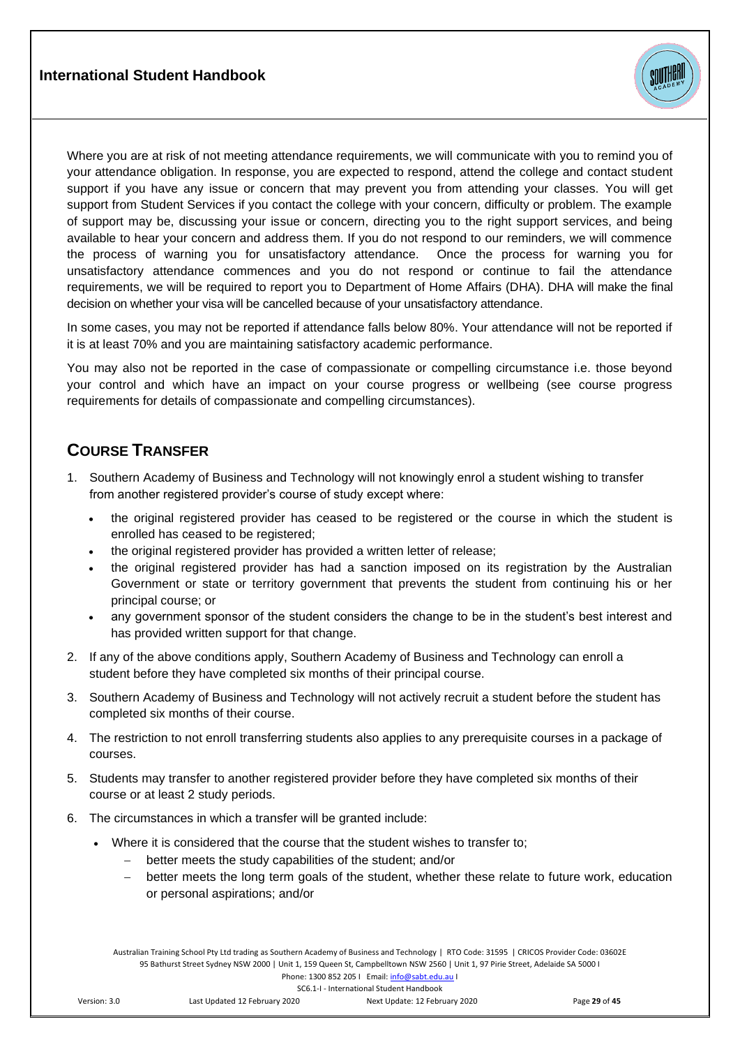Where you are at risk of not meeting attendance requirements, we will communicate with you to remind you of your attendance obligation. In response, you are expected to respond, attend the college and contact student support if you have any issue or concern that may prevent you from attending your classes. You will get support from Student Services if you contact the college with your concern, difficulty or problem. The example of support may be, discussing your issue or concern, directing you to the right support services, and being available to hear your concern and address them. If you do not respond to our reminders, we will commence the process of warning you for unsatisfactory attendance. Once the process for warning you for unsatisfactory attendance commences and you do not respond or continue to fail the attendance requirements, we will be required to report you to Department of Home Affairs (DHA). DHA will make the final decision on whether your visa will be cancelled because of your unsatisfactory attendance.

In some cases, you may not be reported if attendance falls below 80%. Your attendance will not be reported if it is at least 70% and you are maintaining satisfactory academic performance.

You may also not be reported in the case of compassionate or compelling circumstance i.e. those beyond your control and which have an impact on your course progress or wellbeing (see course progress requirements for details of compassionate and compelling circumstances).

## COURSE TRANSFER

1. Southern Academy of Business and Technology will not knowingly enrol a student wishing to transfer from another registered provider's course of study except where:
   - the original registered provider has ceased to be registered or the course in which the student is enrolled has ceased to be registered;
   - the original registered provider has provided a written letter of release;
   - the original registered provider has had a sanction imposed on its registration by the Australian Government or state or territory government that prevents the student from continuing his or her principal course; or
   - any government sponsor of the student considers the change to be in the student's best interest and has provided written support for that change.
2. If any of the above conditions apply, Southern Academy of Business and Technology can enroll a student before they have completed six months of their principal course.
3. Southern Academy of Business and Technology will not actively recruit a student before the student has completed six months of their course.
4. The restriction to not enroll transferring students also applies to any prerequisite courses in a package of courses.
5. Students may transfer to another registered provider before they have completed six months of their course or at least 2 study periods.
6. The circumstances in which a transfer will be granted include:
   - Where it is considered that the course that the student wishes to transfer to;
     - better meets the study capabilities of the student; and/or
     - better meets the long term goals of the student, whether these relate to future work, education or personal aspirations; and/or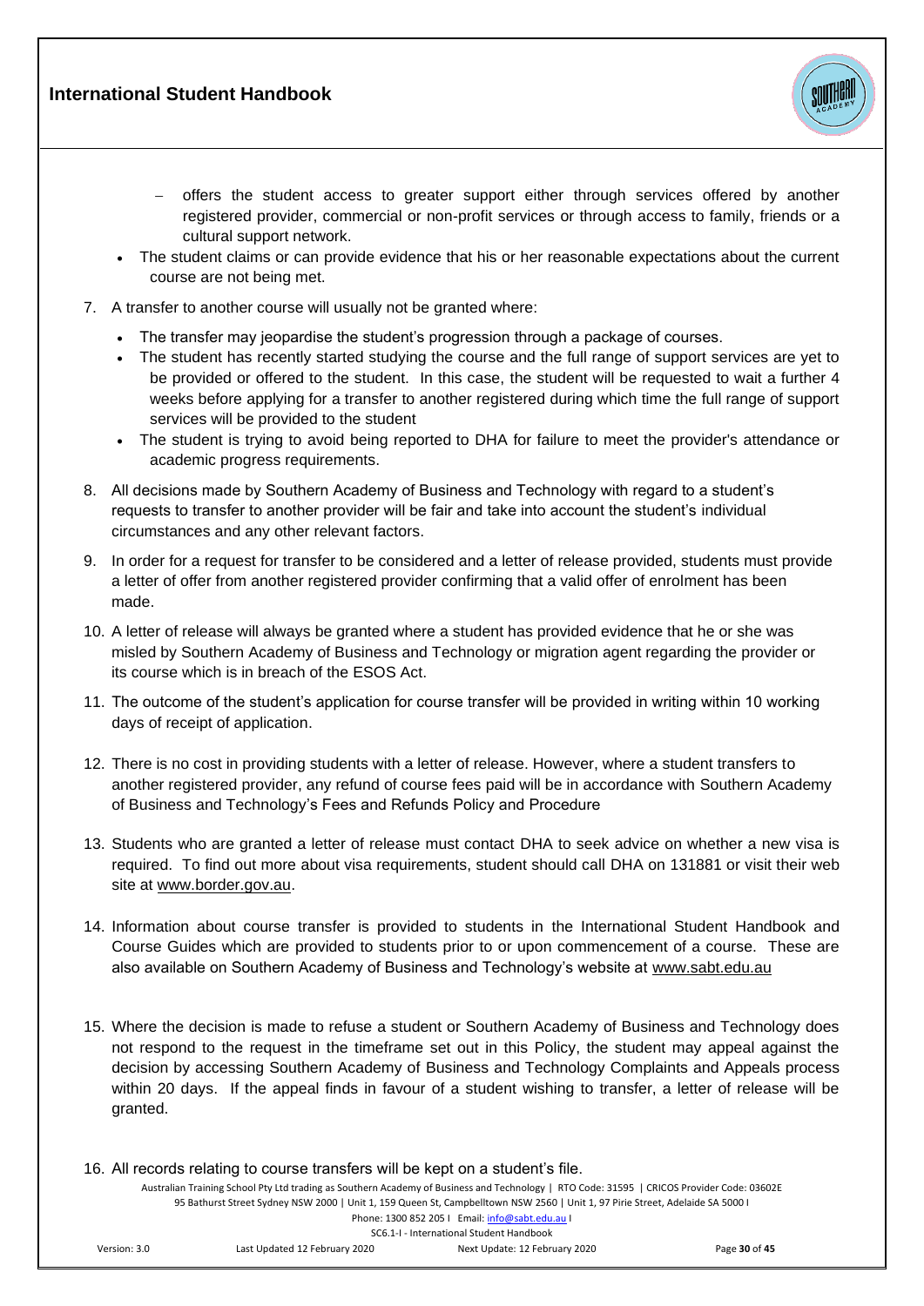- offers the student access to greater support either through services offered by another registered provider, commercial or non-profit services or through access to family, friends or a cultural support network.

- The student claims or can provide evidence that his or her reasonable expectations about the current course are not being met.

7. A transfer to another course will usually not be granted where:
   - The transfer may jeopardise the student's progression through a package of courses.
   - The student has recently started studying the course and the full range of support services are yet to be provided or offered to the student. In this case, the student will be requested to wait a further 4 weeks before applying for a transfer to another registered during which time the full range of support services will be provided to the student
   - The student is trying to avoid being reported to DHA for failure to meet the provider's attendance or academic progress requirements.

8. All decisions made by Southern Academy of Business and Technology with regard to a student's requests to transfer to another provider will be fair and take into account the student's individual circumstances and any other relevant factors.

9. In order for a request for transfer to be considered and a letter of release provided, students must provide a letter of offer from another registered provider confirming that a valid offer of enrolment has been made.

10. A letter of release will always be granted where a student has provided evidence that he or she was misled by Southern Academy of Business and Technology or migration agent regarding the provider or its course which is in breach of the ESOS Act.

11. The outcome of the student's application for course transfer will be provided in writing within 10 working days of receipt of application.

12. There is no cost in providing students with a letter of release. However, where a student transfers to another registered provider, any refund of course fees paid will be in accordance with Southern Academy of Business and Technology's Fees and Refunds Policy and Procedure

13. Students who are granted a letter of release must contact DHA to seek advice on whether a new visa is required. To find out more about visa requirements, student should call DHA on 131881 or visit their web site at www.border.gov.au.

14. Information about course transfer is provided to students in the International Student Handbook and Course Guides which are provided to students prior to or upon commencement of a course. These are also available on Southern Academy of Business and Technology's website at www.sabt.edu.au

15. Where the decision is made to refuse a student or Southern Academy of Business and Technology does not respond to the request in the timeframe set out in this Policy, the student may appeal against the decision by accessing Southern Academy of Business and Technology Complaints and Appeals process within 20 days. If the appeal finds in favour of a student wishing to transfer, a letter of release will be granted.

16. All records relating to course transfers will be kept on a student's file.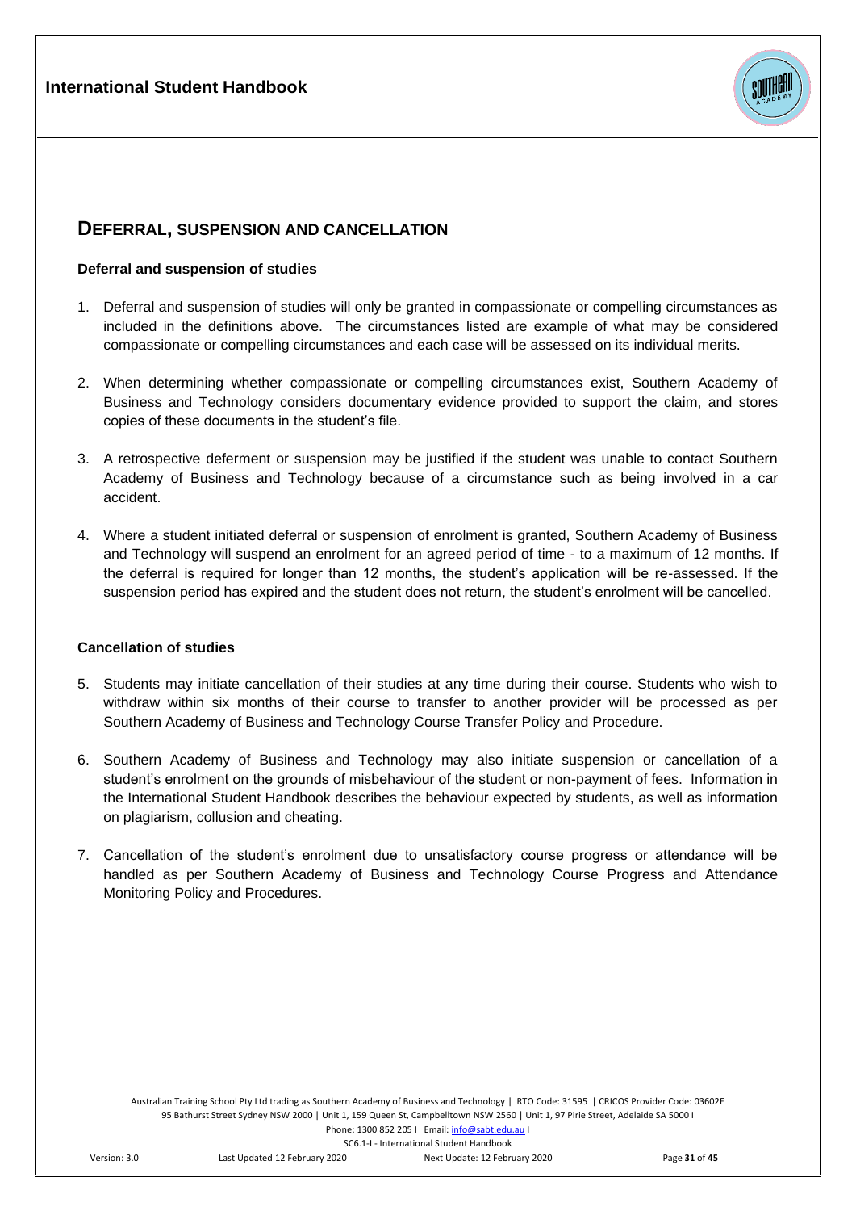## DEFERRAL, SUSPENSION AND CANCELLATION

### Deferral and suspension of studies

1. Deferral and suspension of studies will only be granted in compassionate or compelling circumstances as included in the definitions above. The circumstances listed are example of what may be considered compassionate or compelling circumstances and each case will be assessed on its individual merits.

2. When determining whether compassionate or compelling circumstances exist, Southern Academy of Business and Technology considers documentary evidence provided to support the claim, and stores copies of these documents in the student's file.

3. A retrospective deferment or suspension may be justified if the student was unable to contact Southern Academy of Business and Technology because of a circumstance such as being involved in a car accident.

4. Where a student initiated deferral or suspension of enrolment is granted, Southern Academy of Business and Technology will suspend an enrolment for an agreed period of time - to a maximum of 12 months. If the deferral is required for longer than 12 months, the student's application will be re-assessed. If the suspension period has expired and the student does not return, the student's enrolment will be cancelled.

### Cancellation of studies

5. Students may initiate cancellation of their studies at any time during their course. Students who wish to withdraw within six months of their course to transfer to another provider will be processed as per Southern Academy of Business and Technology Course Transfer Policy and Procedure.

6. Southern Academy of Business and Technology may also initiate suspension or cancellation of a student's enrolment on the grounds of misbehaviour of the student or non-payment of fees. Information in the International Student Handbook describes the behaviour expected by students, as well as information on plagiarism, collusion and cheating.

7. Cancellation of the student's enrolment due to unsatisfactory course progress or attendance will be handled as per Southern Academy of Business and Technology Course Progress and Attendance Monitoring Policy and Procedures.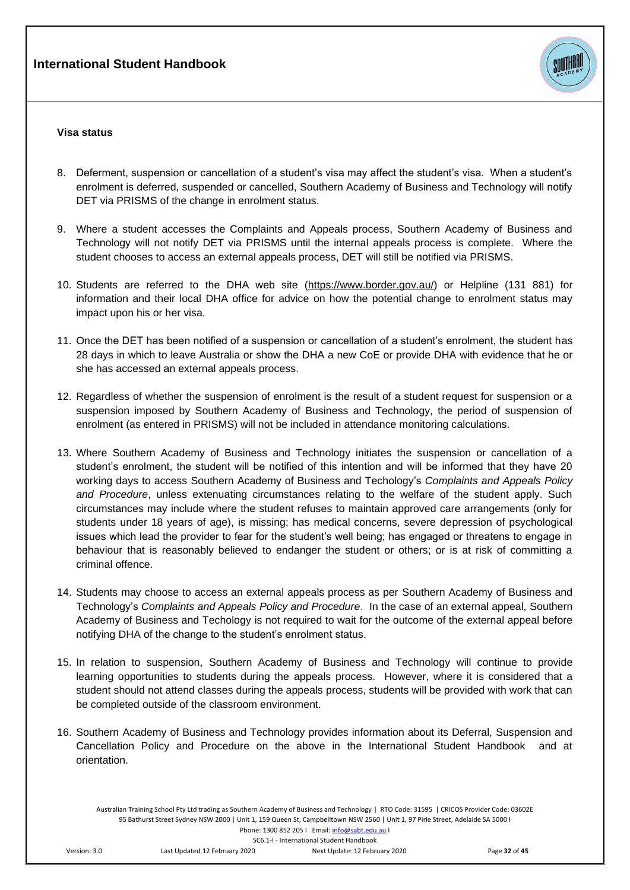**Visa status**

8. Deferment, suspension or cancellation of a student's visa may affect the student's visa. When a student's enrolment is deferred, suspended or cancelled, Southern Academy of Business and Technology will notify DET via PRISMS of the change in enrolment status.

9. Where a student accesses the Complaints and Appeals process, Southern Academy of Business and Technology will not notify DET via PRISMS until the internal appeals process is complete. Where the student chooses to access an external appeals process, DET will still be notified via PRISMS.

10. Students are referred to the DHA web site (https://www.border.gov.au/) or Helpline (131 881) for information and their local DHA office for advice on how the potential change to enrolment status may impact upon his or her visa.

11. Once the DET has been notified of a suspension or cancellation of a student's enrolment, the student has 28 days in which to leave Australia or show the DHA a new CoE or provide DHA with evidence that he or she has accessed an external appeals process.

12. Regardless of whether the suspension of enrolment is the result of a student request for suspension or a suspension imposed by Southern Academy of Business and Technology, the period of suspension of enrolment (as entered in PRISMS) will not be included in attendance monitoring calculations.

13. Where Southern Academy of Business and Technology initiates the suspension or cancellation of a student's enrolment, the student will be notified of this intention and will be informed that they have 20 working days to access Southern Academy of Business and Techology's *Complaints and Appeals Policy and Procedure*, unless extenuating circumstances relating to the welfare of the student apply. Such circumstances may include where the student refuses to maintain approved care arrangements (only for students under 18 years of age), is missing; has medical concerns, severe depression of psychological issues which lead the provider to fear for the student's well being; has engaged or threatens to engage in behaviour that is reasonably believed to endanger the student or others; or is at risk of committing a criminal offence.

14. Students may choose to access an external appeals process as per Southern Academy of Business and Technology's *Complaints and Appeals Policy and Procedure*. In the case of an external appeal, Southern Academy of Business and Techology is not required to wait for the outcome of the external appeal before notifying DHA of the change to the student's enrolment status.

15. In relation to suspension, Southern Academy of Business and Technology will continue to provide learning opportunities to students during the appeals process. However, where it is considered that a student should not attend classes during the appeals process, students will be provided with work that can be completed outside of the classroom environment.

16. Southern Academy of Business and Technology provides information about its Deferral, Suspension and Cancellation Policy and Procedure on the above in the International Student Handbook and at orientation.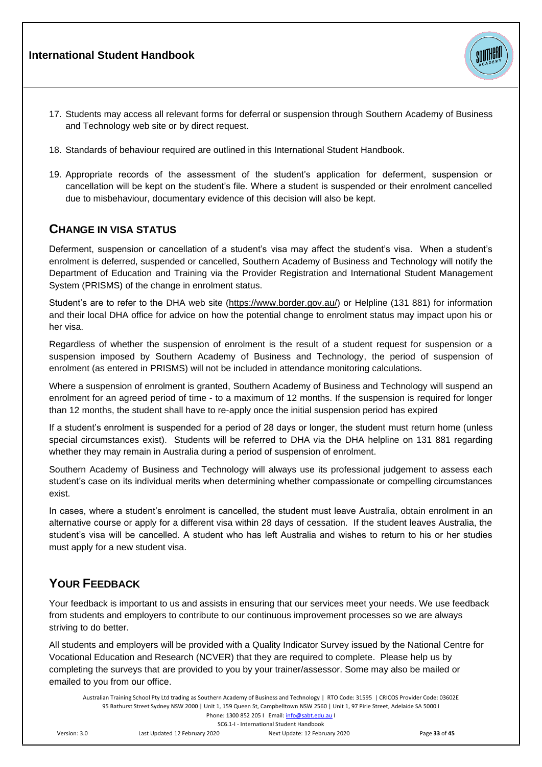17. Students may access all relevant forms for deferral or suspension through Southern Academy of Business and Technology web site or by direct request.

18. Standards of behaviour required are outlined in this International Student Handbook.

19. Appropriate records of the assessment of the student's application for deferment, suspension or cancellation will be kept on the student's file. Where a student is suspended or their enrolment cancelled due to misbehaviour, documentary evidence of this decision will also be kept.

## CHANGE IN VISA STATUS

Deferment, suspension or cancellation of a student's visa may affect the student's visa. When a student's enrolment is deferred, suspended or cancelled, Southern Academy of Business and Technology will notify the Department of Education and Training via the Provider Registration and International Student Management System (PRISMS) of the change in enrolment status.

Student's are to refer to the DHA web site (https://www.border.gov.au/) or Helpline (131 881) for information and their local DHA office for advice on how the potential change to enrolment status may impact upon his or her visa.

Regardless of whether the suspension of enrolment is the result of a student request for suspension or a suspension imposed by Southern Academy of Business and Technology, the period of suspension of enrolment (as entered in PRISMS) will not be included in attendance monitoring calculations.

Where a suspension of enrolment is granted, Southern Academy of Business and Technology will suspend an enrolment for an agreed period of time - to a maximum of 12 months. If the suspension is required for longer than 12 months, the student shall have to re-apply once the initial suspension period has expired

If a student's enrolment is suspended for a period of 28 days or longer, the student must return home (unless special circumstances exist). Students will be referred to DHA via the DHA helpline on 131 881 regarding whether they may remain in Australia during a period of suspension of enrolment.

Southern Academy of Business and Technology will always use its professional judgement to assess each student's case on its individual merits when determining whether compassionate or compelling circumstances exist.

In cases, where a student's enrolment is cancelled, the student must leave Australia, obtain enrolment in an alternative course or apply for a different visa within 28 days of cessation. If the student leaves Australia, the student's visa will be cancelled. A student who has left Australia and wishes to return to his or her studies must apply for a new student visa.

## YOUR FEEDBACK

Your feedback is important to us and assists in ensuring that our services meet your needs. We use feedback from students and employers to contribute to our continuous improvement processes so we are always striving to do better.

All students and employers will be provided with a Quality Indicator Survey issued by the National Centre for Vocational Education and Research (NCVER) that they are required to complete. Please help us by completing the surveys that are provided to you by your trainer/assessor. Some may also be mailed or emailed to you from our office.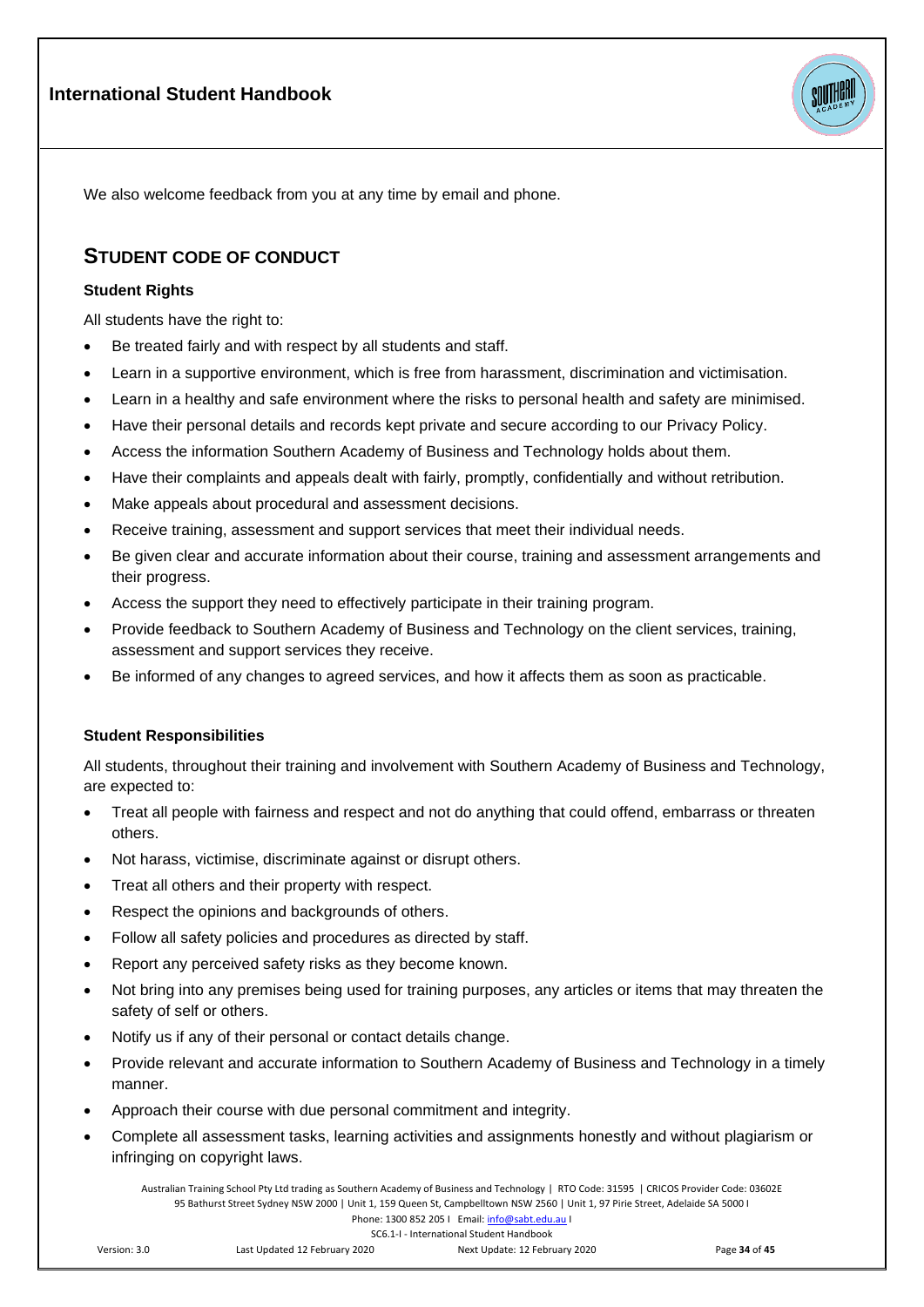We also welcome feedback from you at any time by email and phone.

## STUDENT CODE OF CONDUCT

### Student Rights

All students have the right to:

- Be treated fairly and with respect by all students and staff.
- Learn in a supportive environment, which is free from harassment, discrimination and victimisation.
- Learn in a healthy and safe environment where the risks to personal health and safety are minimised.
- Have their personal details and records kept private and secure according to our Privacy Policy.
- Access the information Southern Academy of Business and Technology holds about them.
- Have their complaints and appeals dealt with fairly, promptly, confidentially and without retribution.
- Make appeals about procedural and assessment decisions.
- Receive training, assessment and support services that meet their individual needs.
- Be given clear and accurate information about their course, training and assessment arrangements and their progress.
- Access the support they need to effectively participate in their training program.
- Provide feedback to Southern Academy of Business and Technology on the client services, training, assessment and support services they receive.
- Be informed of any changes to agreed services, and how it affects them as soon as practicable.

### Student Responsibilities

All students, throughout their training and involvement with Southern Academy of Business and Technology, are expected to:

- Treat all people with fairness and respect and not do anything that could offend, embarrass or threaten others.
- Not harass, victimise, discriminate against or disrupt others.
- Treat all others and their property with respect.
- Respect the opinions and backgrounds of others.
- Follow all safety policies and procedures as directed by staff.
- Report any perceived safety risks as they become known.
- Not bring into any premises being used for training purposes, any articles or items that may threaten the safety of self or others.
- Notify us if any of their personal or contact details change.
- Provide relevant and accurate information to Southern Academy of Business and Technology in a timely manner.
- Approach their course with due personal commitment and integrity.
- Complete all assessment tasks, learning activities and assignments honestly and without plagiarism or infringing on copyright laws.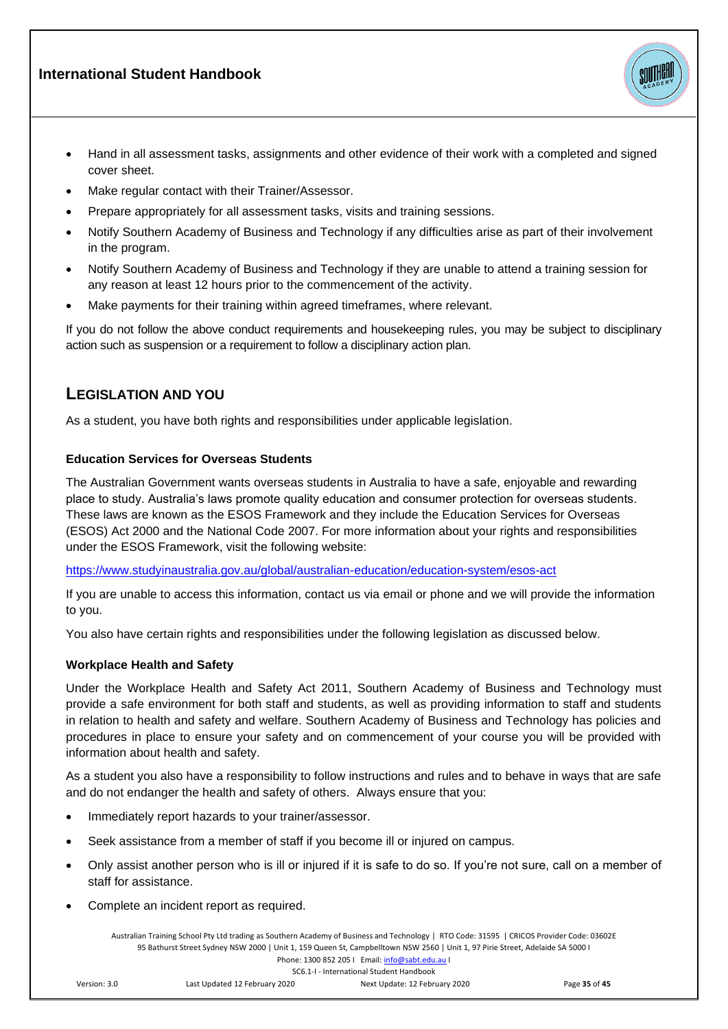- Hand in all assessment tasks, assignments and other evidence of their work with a completed and signed cover sheet.
- Make regular contact with their Trainer/Assessor.
- Prepare appropriately for all assessment tasks, visits and training sessions.
- Notify Southern Academy of Business and Technology if any difficulties arise as part of their involvement in the program.
- Notify Southern Academy of Business and Technology if they are unable to attend a training session for any reason at least 12 hours prior to the commencement of the activity.
- Make payments for their training within agreed timeframes, where relevant.

If you do not follow the above conduct requirements and housekeeping rules, you may be subject to disciplinary action such as suspension or a requirement to follow a disciplinary action plan.

## LEGISLATION AND YOU

As a student, you have both rights and responsibilities under applicable legislation.

#### Education Services for Overseas Students

The Australian Government wants overseas students in Australia to have a safe, enjoyable and rewarding place to study. Australia's laws promote quality education and consumer protection for overseas students. These laws are known as the ESOS Framework and they include the Education Services for Overseas (ESOS) Act 2000 and the National Code 2007. For more information about your rights and responsibilities under the ESOS Framework, visit the following website:

https://www.studyinaustralia.gov.au/global/australian-education/education-system/esos-act

If you are unable to access this information, contact us via email or phone and we will provide the information to you.

You also have certain rights and responsibilities under the following legislation as discussed below.

#### Workplace Health and Safety

Under the Workplace Health and Safety Act 2011, Southern Academy of Business and Technology must provide a safe environment for both staff and students, as well as providing information to staff and students in relation to health and safety and welfare. Southern Academy of Business and Technology has policies and procedures in place to ensure your safety and on commencement of your course you will be provided with information about health and safety.

As a student you also have a responsibility to follow instructions and rules and to behave in ways that are safe and do not endanger the health and safety of others. Always ensure that you:

- Immediately report hazards to your trainer/assessor.
- Seek assistance from a member of staff if you become ill or injured on campus.
- Only assist another person who is ill or injured if it is safe to do so. If you're not sure, call on a member of staff for assistance.
- Complete an incident report as required.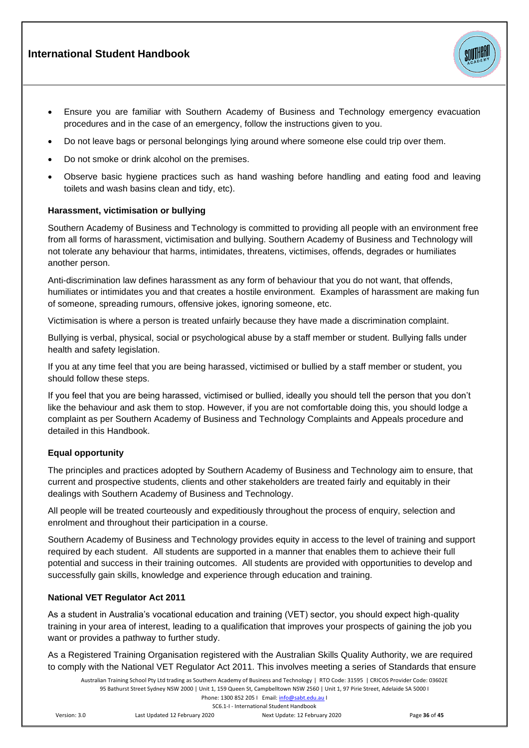- Ensure you are familiar with Southern Academy of Business and Technology emergency evacuation procedures and in the case of an emergency, follow the instructions given to you.
- Do not leave bags or personal belongings lying around where someone else could trip over them.
- Do not smoke or drink alcohol on the premises.
- Observe basic hygiene practices such as hand washing before handling and eating food and leaving toilets and wash basins clean and tidy, etc).

**Harassment, victimisation or bullying**

Southern Academy of Business and Technology is committed to providing all people with an environment free from all forms of harassment, victimisation and bullying. Southern Academy of Business and Technology will not tolerate any behaviour that harms, intimidates, threatens, victimises, offends, degrades or humiliates another person.

Anti-discrimination law defines harassment as any form of behaviour that you do not want, that offends, humiliates or intimidates you and that creates a hostile environment. Examples of harassment are making fun of someone, spreading rumours, offensive jokes, ignoring someone, etc.

Victimisation is where a person is treated unfairly because they have made a discrimination complaint.

Bullying is verbal, physical, social or psychological abuse by a staff member or student. Bullying falls under health and safety legislation.

If you at any time feel that you are being harassed, victimised or bullied by a staff member or student, you should follow these steps.

If you feel that you are being harassed, victimised or bullied, ideally you should tell the person that you don't like the behaviour and ask them to stop. However, if you are not comfortable doing this, you should lodge a complaint as per Southern Academy of Business and Technology Complaints and Appeals procedure and detailed in this Handbook.

**Equal opportunity**

The principles and practices adopted by Southern Academy of Business and Technology aim to ensure, that current and prospective students, clients and other stakeholders are treated fairly and equitably in their dealings with Southern Academy of Business and Technology.

All people will be treated courteously and expeditiously throughout the process of enquiry, selection and enrolment and throughout their participation in a course.

Southern Academy of Business and Technology provides equity in access to the level of training and support required by each student. All students are supported in a manner that enables them to achieve their full potential and success in their training outcomes. All students are provided with opportunities to develop and successfully gain skills, knowledge and experience through education and training.

**National VET Regulator Act 2011**

As a student in Australia's vocational education and training (VET) sector, you should expect high-quality training in your area of interest, leading to a qualification that improves your prospects of gaining the job you want or provides a pathway to further study.

As a Registered Training Organisation registered with the Australian Skills Quality Authority, we are required to comply with the National VET Regulator Act 2011. This involves meeting a series of Standards that ensure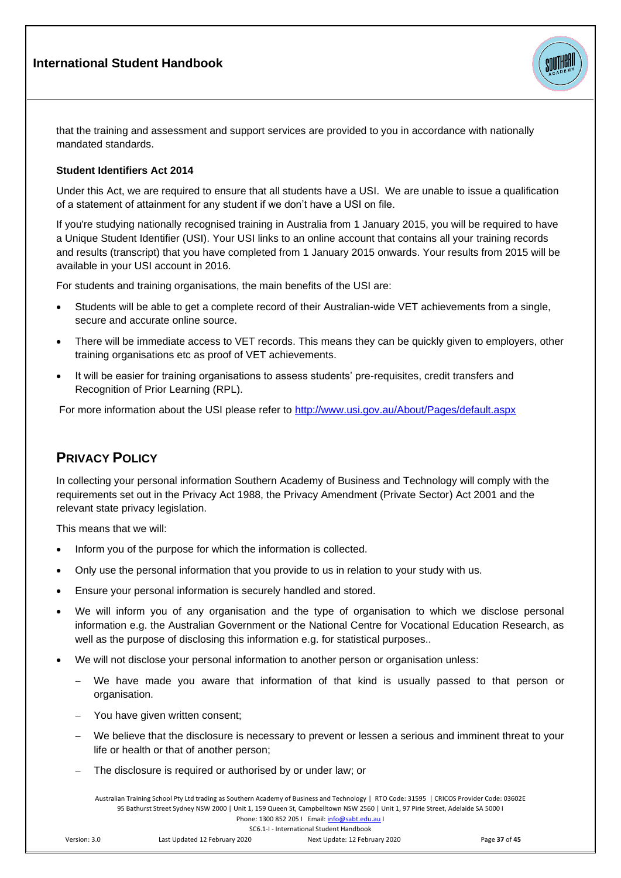that the training and assessment and support services are provided to you in accordance with nationally mandated standards.

### Student Identifiers Act 2014

Under this Act, we are required to ensure that all students have a USI. We are unable to issue a qualification of a statement of attainment for any student if we don't have a USI on file.

If you're studying nationally recognised training in Australia from 1 January 2015, you will be required to have a Unique Student Identifier (USI). Your USI links to an online account that contains all your training records and results (transcript) that you have completed from 1 January 2015 onwards. Your results from 2015 will be available in your USI account in 2016.

For students and training organisations, the main benefits of the USI are:

- Students will be able to get a complete record of their Australian-wide VET achievements from a single, secure and accurate online source.
- There will be immediate access to VET records. This means they can be quickly given to employers, other training organisations etc as proof of VET achievements.
- It will be easier for training organisations to assess students' pre-requisites, credit transfers and Recognition of Prior Learning (RPL).

For more information about the USI please refer to http://www.usi.gov.au/About/Pages/default.aspx

## Privacy Policy

In collecting your personal information Southern Academy of Business and Technology will comply with the requirements set out in the Privacy Act 1988, the Privacy Amendment (Private Sector) Act 2001 and the relevant state privacy legislation.

This means that we will:

- Inform you of the purpose for which the information is collected.
- Only use the personal information that you provide to us in relation to your study with us.
- Ensure your personal information is securely handled and stored.
- We will inform you of any organisation and the type of organisation to which we disclose personal information e.g. the Australian Government or the National Centre for Vocational Education Research, as well as the purpose of disclosing this information e.g. for statistical purposes..
- We will not disclose your personal information to another person or organisation unless:
  - We have made you aware that information of that kind is usually passed to that person or organisation.
  - You have given written consent;
  - We believe that the disclosure is necessary to prevent or lessen a serious and imminent threat to your life or health or that of another person;
  - The disclosure is required or authorised by or under law; or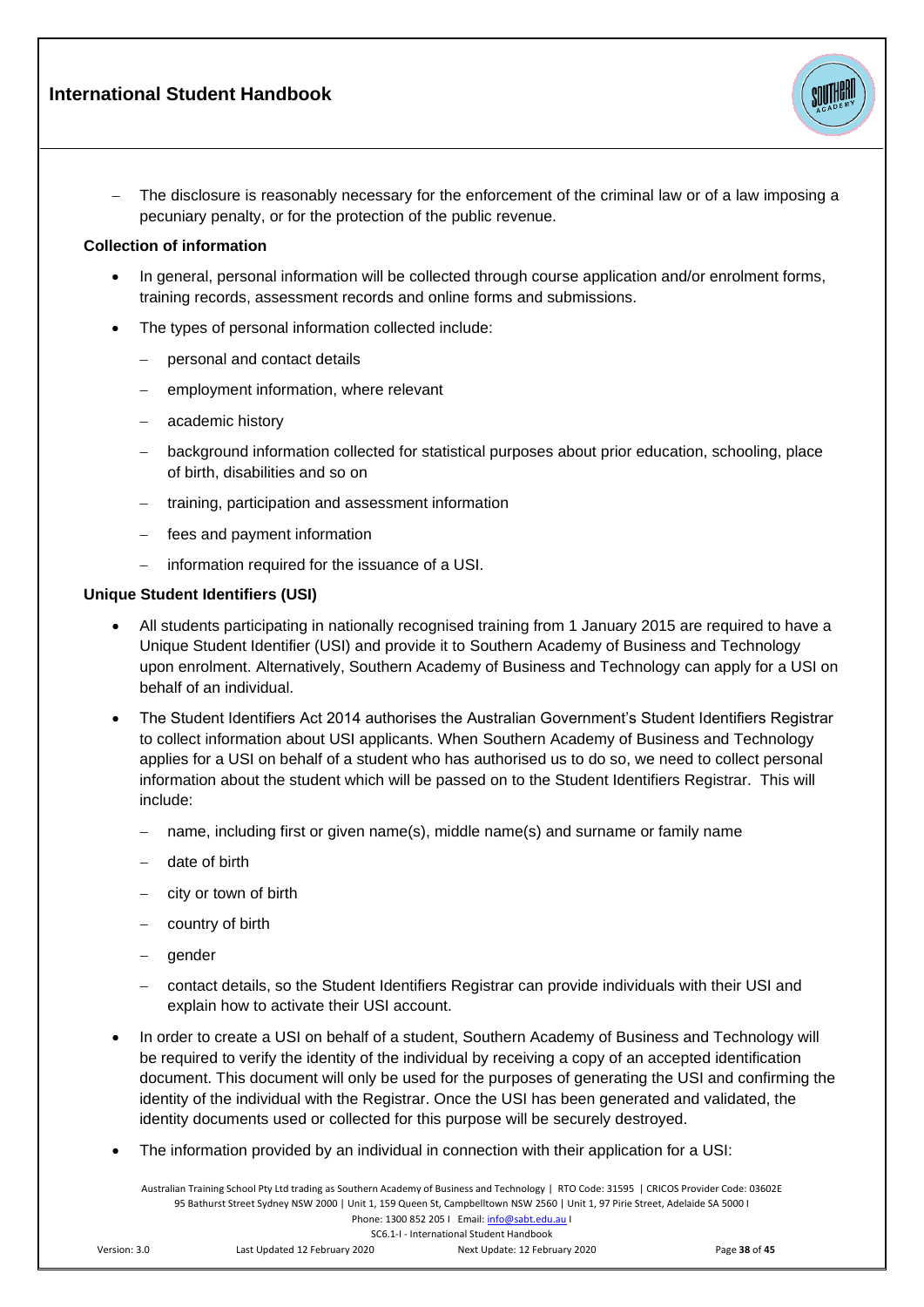- The disclosure is reasonably necessary for the enforcement of the criminal law or of a law imposing a pecuniary penalty, or for the protection of the public revenue.

**Collection of information**

- In general, personal information will be collected through course application and/or enrolment forms, training records, assessment records and online forms and submissions.
- The types of personal information collected include:
  - personal and contact details
  - employment information, where relevant
  - academic history
  - background information collected for statistical purposes about prior education, schooling, place of birth, disabilities and so on
  - training, participation and assessment information
  - fees and payment information
  - information required for the issuance of a USI.

**Unique Student Identifiers (USI)**

- All students participating in nationally recognised training from 1 January 2015 are required to have a Unique Student Identifier (USI) and provide it to Southern Academy of Business and Technology upon enrolment. Alternatively, Southern Academy of Business and Technology can apply for a USI on behalf of an individual.
- The Student Identifiers Act 2014 authorises the Australian Government's Student Identifiers Registrar to collect information about USI applicants. When Southern Academy of Business and Technology applies for a USI on behalf of a student who has authorised us to do so, we need to collect personal information about the student which will be passed on to the Student Identifiers Registrar. This will include:
  - name, including first or given name(s), middle name(s) and surname or family name
  - date of birth
  - city or town of birth
  - country of birth
  - gender
  - contact details, so the Student Identifiers Registrar can provide individuals with their USI and explain how to activate their USI account.
- In order to create a USI on behalf of a student, Southern Academy of Business and Technology will be required to verify the identity of the individual by receiving a copy of an accepted identification document. This document will only be used for the purposes of generating the USI and confirming the identity of the individual with the Registrar. Once the USI has been generated and validated, the identity documents used or collected for this purpose will be securely destroyed.
- The information provided by an individual in connection with their application for a USI: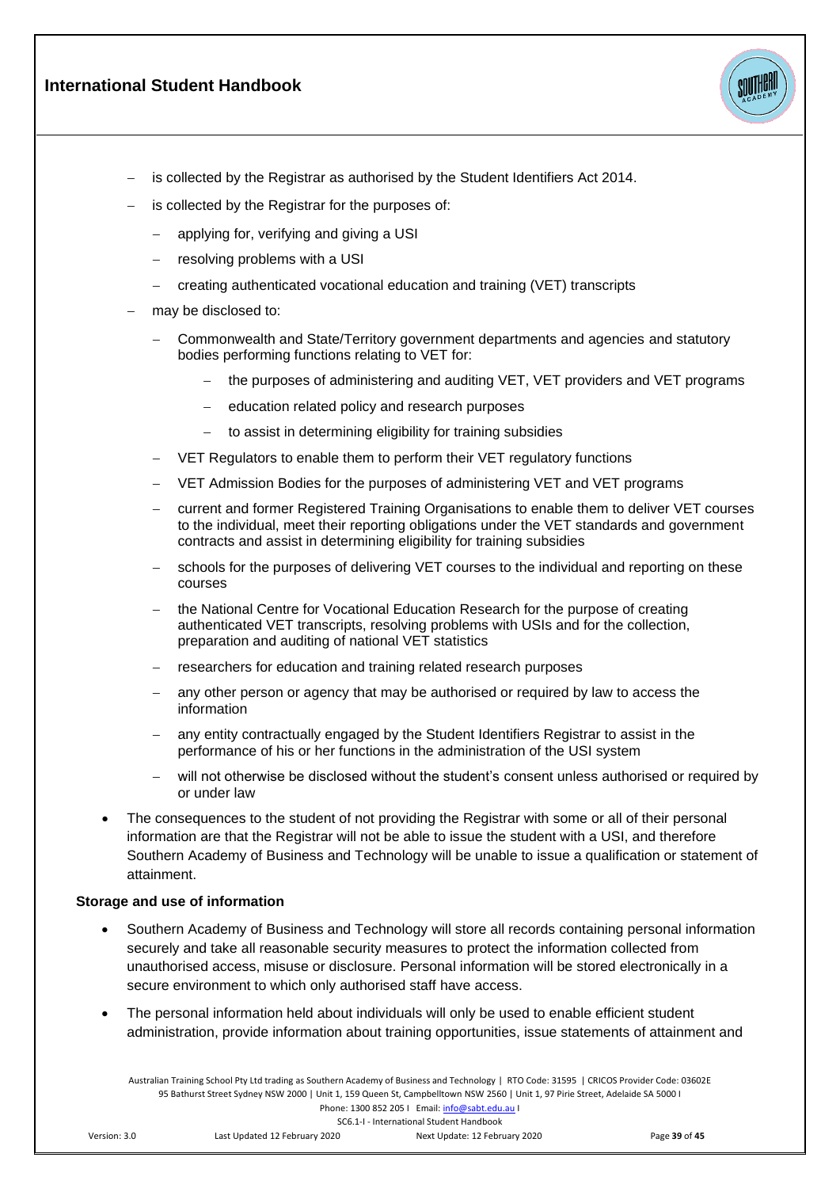- is collected by the Registrar as authorised by the Student Identifiers Act 2014.
- is collected by the Registrar for the purposes of:
    - applying for, verifying and giving a USI
    - resolving problems with a USI
    - creating authenticated vocational education and training (VET) transcripts
- may be disclosed to:
    - Commonwealth and State/Territory government departments and agencies and statutory bodies performing functions relating to VET for:
        - the purposes of administering and auditing VET, VET providers and VET programs
        - education related policy and research purposes
        - to assist in determining eligibility for training subsidies
    - VET Regulators to enable them to perform their VET regulatory functions
    - VET Admission Bodies for the purposes of administering VET and VET programs
    - current and former Registered Training Organisations to enable them to deliver VET courses to the individual, meet their reporting obligations under the VET standards and government contracts and assist in determining eligibility for training subsidies
    - schools for the purposes of delivering VET courses to the individual and reporting on these courses
    - the National Centre for Vocational Education Research for the purpose of creating authenticated VET transcripts, resolving problems with USIs and for the collection, preparation and auditing of national VET statistics
    - researchers for education and training related research purposes
    - any other person or agency that may be authorised or required by law to access the information
    - any entity contractually engaged by the Student Identifiers Registrar to assist in the performance of his or her functions in the administration of the USI system
    - will not otherwise be disclosed without the student's consent unless authorised or required by or under law

- The consequences to the student of not providing the Registrar with some or all of their personal information are that the Registrar will not be able to issue the student with a USI, and therefore Southern Academy of Business and Technology will be unable to issue a qualification or statement of attainment.

**Storage and use of information**

- Southern Academy of Business and Technology will store all records containing personal information securely and take all reasonable security measures to protect the information collected from unauthorised access, misuse or disclosure. Personal information will be stored electronically in a secure environment to which only authorised staff have access.
- The personal information held about individuals will only be used to enable efficient student administration, provide information about training opportunities, issue statements of attainment and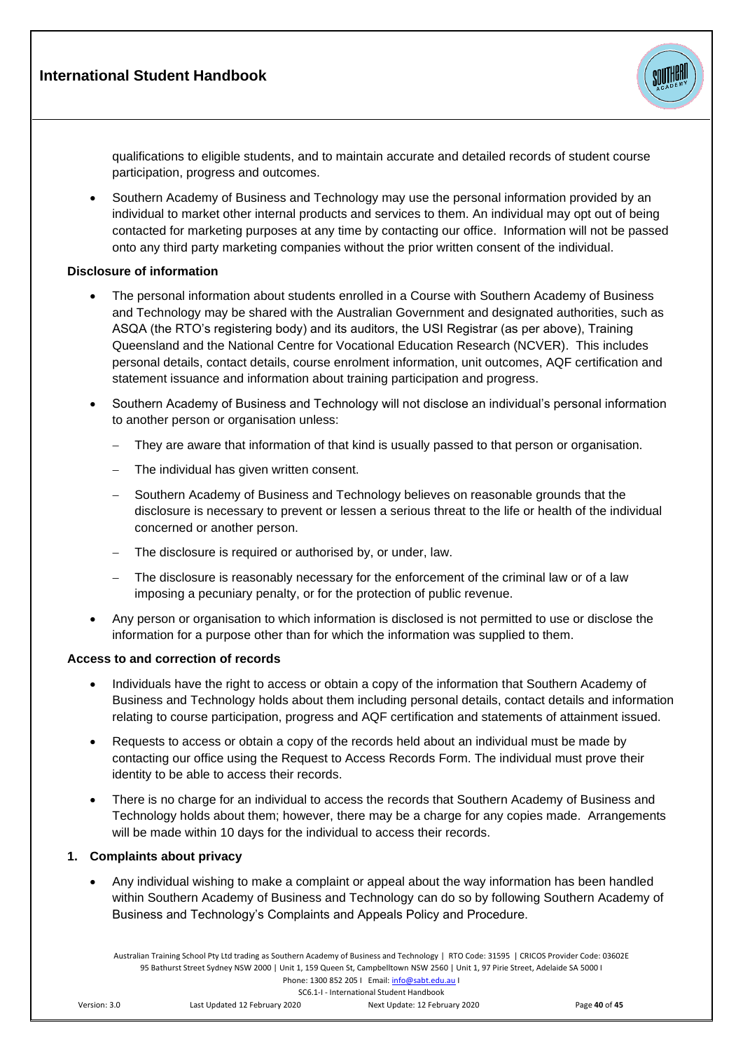qualifications to eligible students, and to maintain accurate and detailed records of student course participation, progress and outcomes.

- Southern Academy of Business and Technology may use the personal information provided by an individual to market other internal products and services to them. An individual may opt out of being contacted for marketing purposes at any time by contacting our office. Information will not be passed onto any third party marketing companies without the prior written consent of the individual.

**Disclosure of information**

- The personal information about students enrolled in a Course with Southern Academy of Business and Technology may be shared with the Australian Government and designated authorities, such as ASQA (the RTO's registering body) and its auditors, the USI Registrar (as per above), Training Queensland and the National Centre for Vocational Education Research (NCVER). This includes personal details, contact details, course enrolment information, unit outcomes, AQF certification and statement issuance and information about training participation and progress.
- Southern Academy of Business and Technology will not disclose an individual's personal information to another person or organisation unless:
  - They are aware that information of that kind is usually passed to that person or organisation.
  - The individual has given written consent.
  - Southern Academy of Business and Technology believes on reasonable grounds that the disclosure is necessary to prevent or lessen a serious threat to the life or health of the individual concerned or another person.
  - The disclosure is required or authorised by, or under, law.
  - The disclosure is reasonably necessary for the enforcement of the criminal law or of a law imposing a pecuniary penalty, or for the protection of public revenue.
- Any person or organisation to which information is disclosed is not permitted to use or disclose the information for a purpose other than for which the information was supplied to them.

**Access to and correction of records**

- Individuals have the right to access or obtain a copy of the information that Southern Academy of Business and Technology holds about them including personal details, contact details and information relating to course participation, progress and AQF certification and statements of attainment issued.
- Requests to access or obtain a copy of the records held about an individual must be made by contacting our office using the Request to Access Records Form. The individual must prove their identity to be able to access their records.
- There is no charge for an individual to access the records that Southern Academy of Business and Technology holds about them; however, there may be a charge for any copies made. Arrangements will be made within 10 days for the individual to access their records.

**1. Complaints about privacy**

- Any individual wishing to make a complaint or appeal about the way information has been handled within Southern Academy of Business and Technology can do so by following Southern Academy of Business and Technology's Complaints and Appeals Policy and Procedure.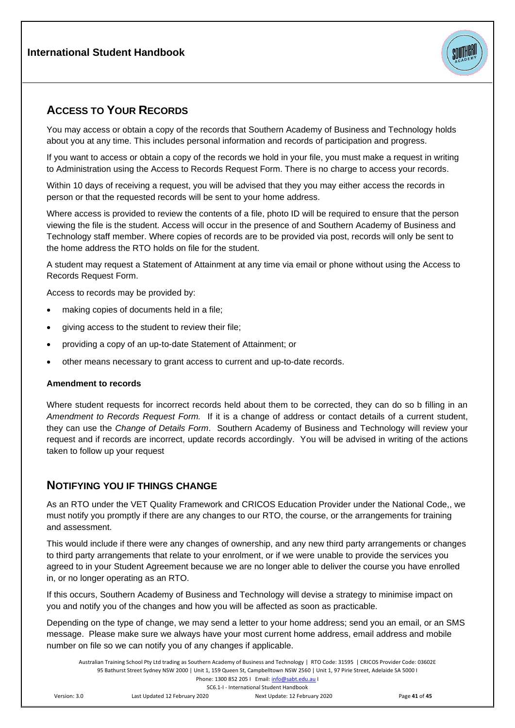## ACCESS TO YOUR RECORDS

You may access or obtain a copy of the records that Southern Academy of Business and Technology holds about you at any time. This includes personal information and records of participation and progress.

If you want to access or obtain a copy of the records we hold in your file, you must make a request in writing to Administration using the Access to Records Request Form. There is no charge to access your records.

Within 10 days of receiving a request, you will be advised that they you may either access the records in person or that the requested records will be sent to your home address.

Where access is provided to review the contents of a file, photo ID will be required to ensure that the person viewing the file is the student. Access will occur in the presence of and Southern Academy of Business and Technology staff member. Where copies of records are to be provided via post, records will only be sent to the home address the RTO holds on file for the student.

A student may request a Statement of Attainment at any time via email or phone without using the Access to Records Request Form.

Access to records may be provided by:

- making copies of documents held in a file;
- giving access to the student to review their file;
- providing a copy of an up-to-date Statement of Attainment; or
- other means necessary to grant access to current and up-to-date records.

**Amendment to records**

Where student requests for incorrect records held about them to be corrected, they can do so b filling in an *Amendment to Records Request Form.* If it is a change of address or contact details of a current student, they can use the *Change of Details Form*. Southern Academy of Business and Technology will review your request and if records are incorrect, update records accordingly. You will be advised in writing of the actions taken to follow up your request

## NOTIFYING YOU IF THINGS CHANGE

As an RTO under the VET Quality Framework and CRICOS Education Provider under the National Code,, we must notify you promptly if there are any changes to our RTO, the course, or the arrangements for training and assessment.

This would include if there were any changes of ownership, and any new third party arrangements or changes to third party arrangements that relate to your enrolment, or if we were unable to provide the services you agreed to in your Student Agreement because we are no longer able to deliver the course you have enrolled in, or no longer operating as an RTO.

If this occurs, Southern Academy of Business and Technology will devise a strategy to minimise impact on you and notify you of the changes and how you will be affected as soon as practicable.

Depending on the type of change, we may send a letter to your home address; send you an email, or an SMS message. Please make sure we always have your most current home address, email address and mobile number on file so we can notify you of any changes if applicable.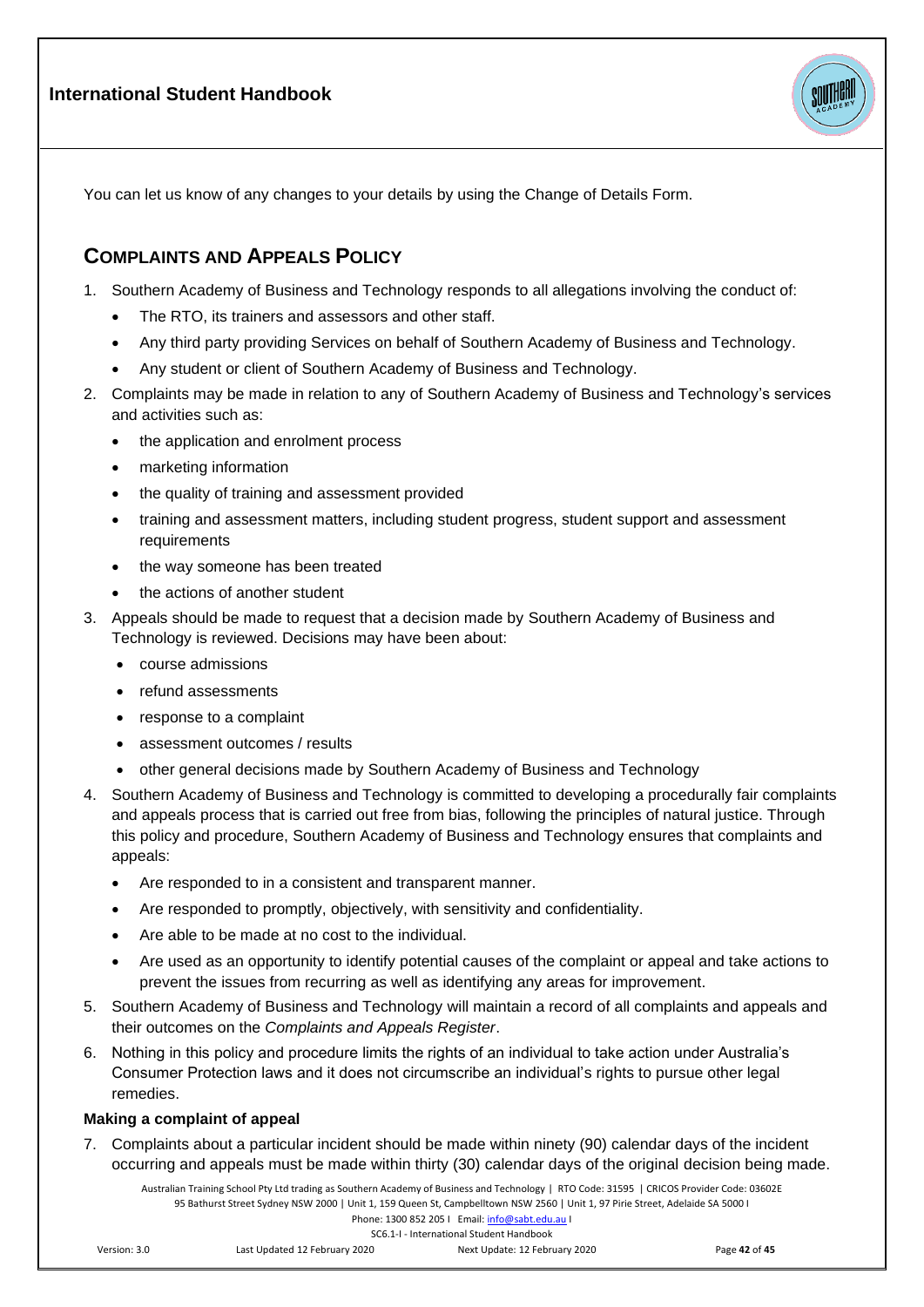You can let us know of any changes to your details by using the Change of Details Form.

## Complaints and Appeals Policy

1. Southern Academy of Business and Technology responds to all allegations involving the conduct of:
   - The RTO, its trainers and assessors and other staff.
   - Any third party providing Services on behalf of Southern Academy of Business and Technology.
   - Any student or client of Southern Academy of Business and Technology.
2. Complaints may be made in relation to any of Southern Academy of Business and Technology's services and activities such as:
   - the application and enrolment process
   - marketing information
   - the quality of training and assessment provided
   - training and assessment matters, including student progress, student support and assessment requirements
   - the way someone has been treated
   - the actions of another student
3. Appeals should be made to request that a decision made by Southern Academy of Business and Technology is reviewed. Decisions may have been about:
   - course admissions
   - refund assessments
   - response to a complaint
   - assessment outcomes / results
   - other general decisions made by Southern Academy of Business and Technology
4. Southern Academy of Business and Technology is committed to developing a procedurally fair complaints and appeals process that is carried out free from bias, following the principles of natural justice. Through this policy and procedure, Southern Academy of Business and Technology ensures that complaints and appeals:
   - Are responded to in a consistent and transparent manner.
   - Are responded to promptly, objectively, with sensitivity and confidentiality.
   - Are able to be made at no cost to the individual.
   - Are used as an opportunity to identify potential causes of the complaint or appeal and take actions to prevent the issues from recurring as well as identifying any areas for improvement.
5. Southern Academy of Business and Technology will maintain a record of all complaints and appeals and their outcomes on the *Complaints and Appeals Register*.
6. Nothing in this policy and procedure limits the rights of an individual to take action under Australia's Consumer Protection laws and it does not circumscribe an individual's rights to pursue other legal remedies.

### Making a complaint of appeal

7. Complaints about a particular incident should be made within ninety (90) calendar days of the incident occurring and appeals must be made within thirty (30) calendar days of the original decision being made.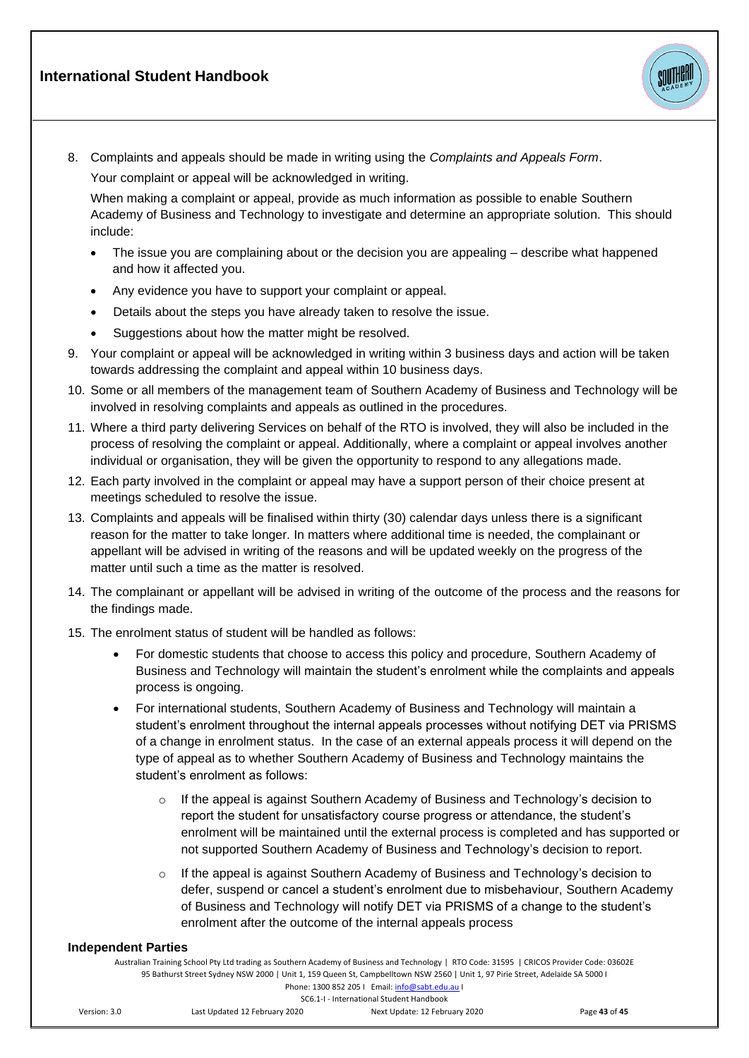8. Complaints and appeals should be made in writing using the *Complaints and Appeals Form*.

   Your complaint or appeal will be acknowledged in writing.

   When making a complaint or appeal, provide as much information as possible to enable Southern Academy of Business and Technology to investigate and determine an appropriate solution. This should include:

   - The issue you are complaining about or the decision you are appealing – describe what happened and how it affected you.
   - Any evidence you have to support your complaint or appeal.
   - Details about the steps you have already taken to resolve the issue.
   - Suggestions about how the matter might be resolved.

9. Your complaint or appeal will be acknowledged in writing within 3 business days and action will be taken towards addressing the complaint and appeal within 10 business days.
10. Some or all members of the management team of Southern Academy of Business and Technology will be involved in resolving complaints and appeals as outlined in the procedures.
11. Where a third party delivering Services on behalf of the RTO is involved, they will also be included in the process of resolving the complaint or appeal. Additionally, where a complaint or appeal involves another individual or organisation, they will be given the opportunity to respond to any allegations made.
12. Each party involved in the complaint or appeal may have a support person of their choice present at meetings scheduled to resolve the issue.
13. Complaints and appeals will be finalised within thirty (30) calendar days unless there is a significant reason for the matter to take longer. In matters where additional time is needed, the complainant or appellant will be advised in writing of the reasons and will be updated weekly on the progress of the matter until such a time as the matter is resolved.
14. The complainant or appellant will be advised in writing of the outcome of the process and the reasons for the findings made.
15. The enrolment status of student will be handled as follows:
    - For domestic students that choose to access this policy and procedure, Southern Academy of Business and Technology will maintain the student's enrolment while the complaints and appeals process is ongoing.
    - For international students, Southern Academy of Business and Technology will maintain a student's enrolment throughout the internal appeals processes without notifying DET via PRISMS of a change in enrolment status. In the case of an external appeals process it will depend on the type of appeal as to whether Southern Academy of Business and Technology maintains the student's enrolment as follows:
      - If the appeal is against Southern Academy of Business and Technology's decision to report the student for unsatisfactory course progress or attendance, the student's enrolment will be maintained until the external process is completed and has supported or not supported Southern Academy of Business and Technology's decision to report.
      - If the appeal is against Southern Academy of Business and Technology's decision to defer, suspend or cancel a student's enrolment due to misbehaviour, Southern Academy of Business and Technology will notify DET via PRISMS of a change to the student's enrolment after the outcome of the internal appeals process

**Independent Parties**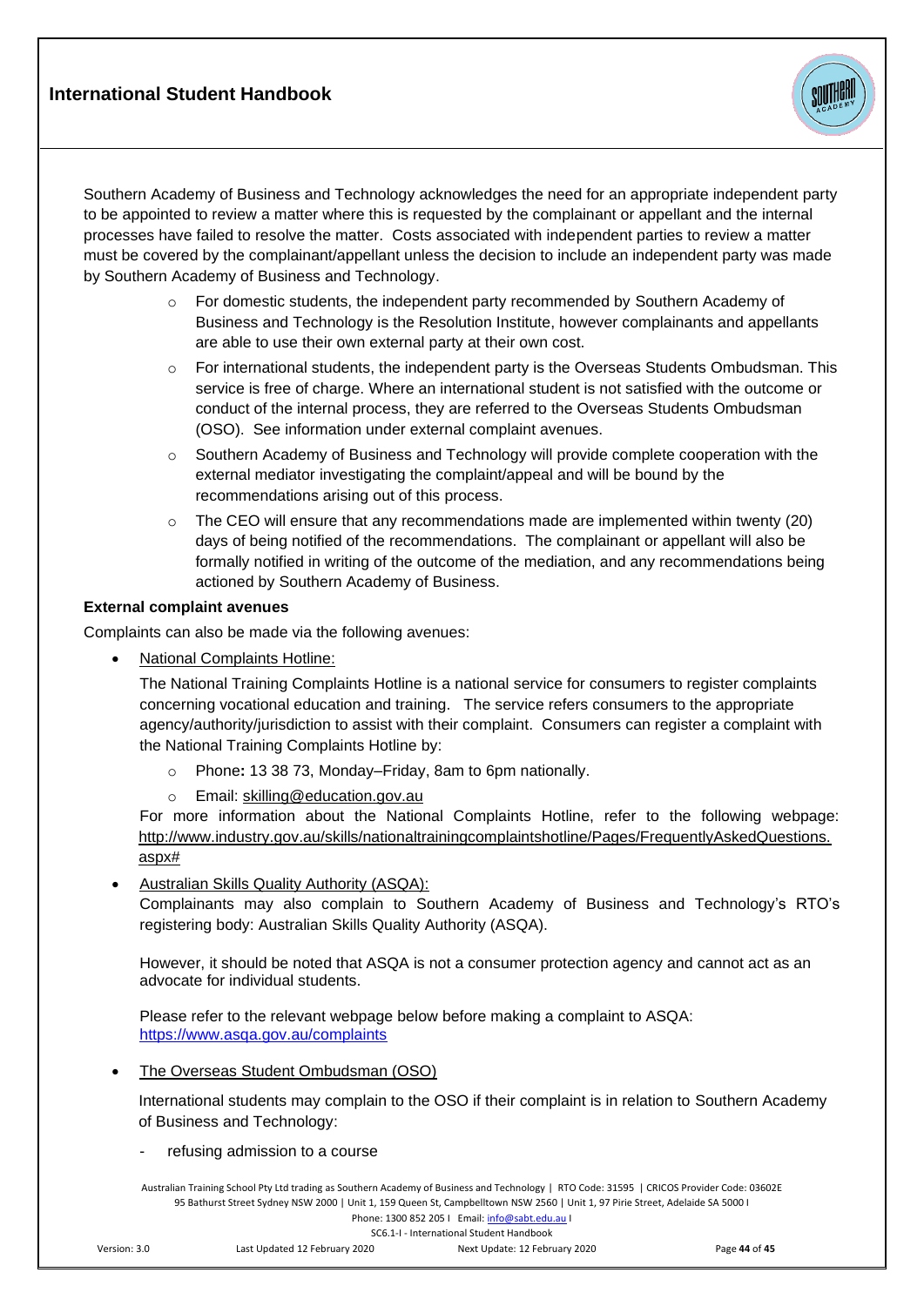Southern Academy of Business and Technology acknowledges the need for an appropriate independent party to be appointed to review a matter where this is requested by the complainant or appellant and the internal processes have failed to resolve the matter. Costs associated with independent parties to review a matter must be covered by the complainant/appellant unless the decision to include an independent party was made by Southern Academy of Business and Technology.

- For domestic students, the independent party recommended by Southern Academy of Business and Technology is the Resolution Institute, however complainants and appellants are able to use their own external party at their own cost.
- For international students, the independent party is the Overseas Students Ombudsman. This service is free of charge. Where an international student is not satisfied with the outcome or conduct of the internal process, they are referred to the Overseas Students Ombudsman (OSO). See information under external complaint avenues.
- Southern Academy of Business and Technology will provide complete cooperation with the external mediator investigating the complaint/appeal and will be bound by the recommendations arising out of this process.
- The CEO will ensure that any recommendations made are implemented within twenty (20) days of being notified of the recommendations. The complainant or appellant will also be formally notified in writing of the outcome of the mediation, and any recommendations being actioned by Southern Academy of Business.

**External complaint avenues**

Complaints can also be made via the following avenues:

- National Complaints Hotline:

  The National Training Complaints Hotline is a national service for consumers to register complaints concerning vocational education and training. The service refers consumers to the appropriate agency/authority/jurisdiction to assist with their complaint. Consumers can register a complaint with the National Training Complaints Hotline by:

  - Phone**:** 13 38 73, Monday–Friday, 8am to 6pm nationally.
  - Email: skilling@education.gov.au

  For more information about the National Complaints Hotline, refer to the following webpage: http://www.industry.gov.au/skills/nationaltrainingcomplaintshotline/Pages/FrequentlyAskedQuestions.aspx#

- Australian Skills Quality Authority (ASQA):

  Complainants may also complain to Southern Academy of Business and Technology's RTO's registering body: Australian Skills Quality Authority (ASQA).

  However, it should be noted that ASQA is not a consumer protection agency and cannot act as an advocate for individual students.

  Please refer to the relevant webpage below before making a complaint to ASQA: https://www.asqa.gov.au/complaints

- The Overseas Student Ombudsman (OSO)

  International students may complain to the OSO if their complaint is in relation to Southern Academy of Business and Technology:

  - refusing admission to a course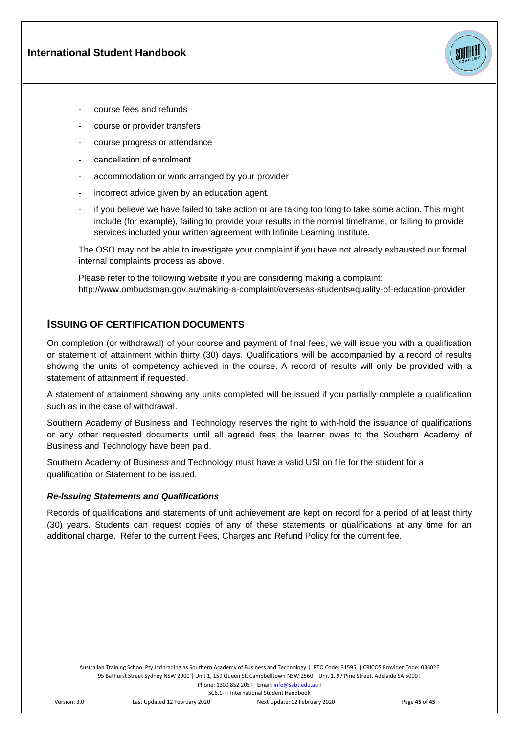- course fees and refunds
- course or provider transfers
- course progress or attendance
- cancellation of enrolment
- accommodation or work arranged by your provider
- incorrect advice given by an education agent.
- if you believe we have failed to take action or are taking too long to take some action. This might include (for example), failing to provide your results in the normal timeframe, or failing to provide services included your written agreement with Infinite Learning Institute.

The OSO may not be able to investigate your complaint if you have not already exhausted our formal internal complaints process as above.

Please refer to the following website if you are considering making a complaint: http://www.ombudsman.gov.au/making-a-complaint/overseas-students#quality-of-education-provider

## ISSUING OF CERTIFICATION DOCUMENTS

On completion (or withdrawal) of your course and payment of final fees, we will issue you with a qualification or statement of attainment within thirty (30) days. Qualifications will be accompanied by a record of results showing the units of competency achieved in the course. A record of results will only be provided with a statement of attainment if requested.

A statement of attainment showing any units completed will be issued if you partially complete a qualification such as in the case of withdrawal.

Southern Academy of Business and Technology reserves the right to with-hold the issuance of qualifications or any other requested documents until all agreed fees the learner owes to the Southern Academy of Business and Technology have been paid.

Southern Academy of Business and Technology must have a valid USI on file for the student for a qualification or Statement to be issued.

### *Re-Issuing Statements and Qualifications*

Records of qualifications and statements of unit achievement are kept on record for a period of at least thirty (30) years. Students can request copies of any of these statements or qualifications at any time for an additional charge. Refer to the current Fees, Charges and Refund Policy for the current fee.